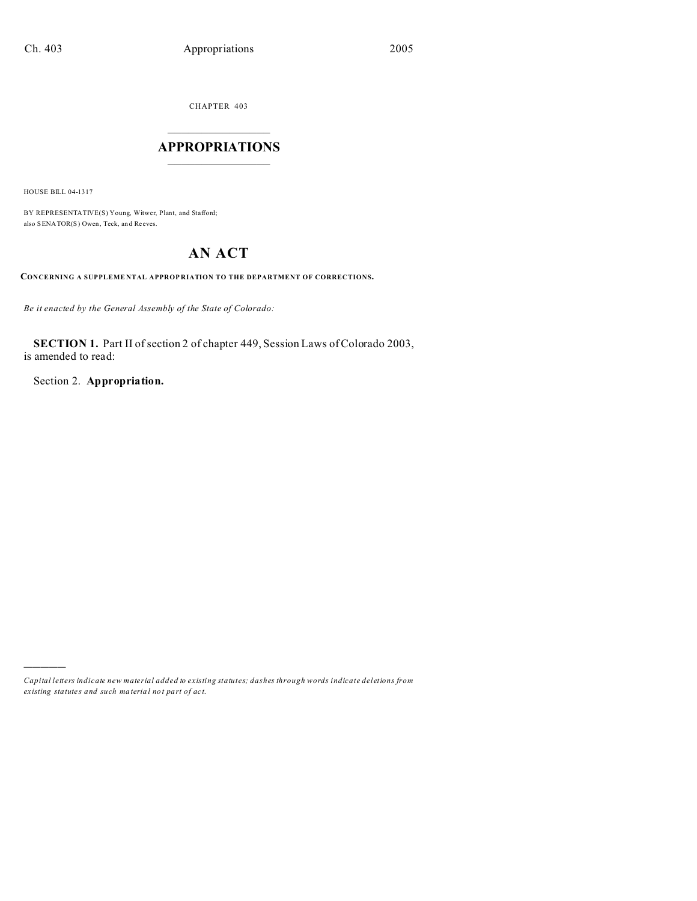CHAPTER 403

# APPROPRIATIONS

HOUSE BILL 04-1317

BY REPRESENTATIVE(S) Young, Witwer, Plant, and Stafford;
also SENATOR(S) Owen, Teck, and Reeves.

## AN ACT

**CONCERNING A SUPPLEMENTAL APPROPRIATION TO THE DEPARTMENT OF CORRECTIONS.**

*Be it enacted by the General Assembly of the State of Colorado:*

**SECTION 1.** Part II of section 2 of chapter 449, Session Laws of Colorado 2003, is amended to read:

Section 2. **Appropriation.**

---

*Capital letters indicate new material added to existing statutes; dashes through words indicate deletions from existing statutes and such material not part of act.*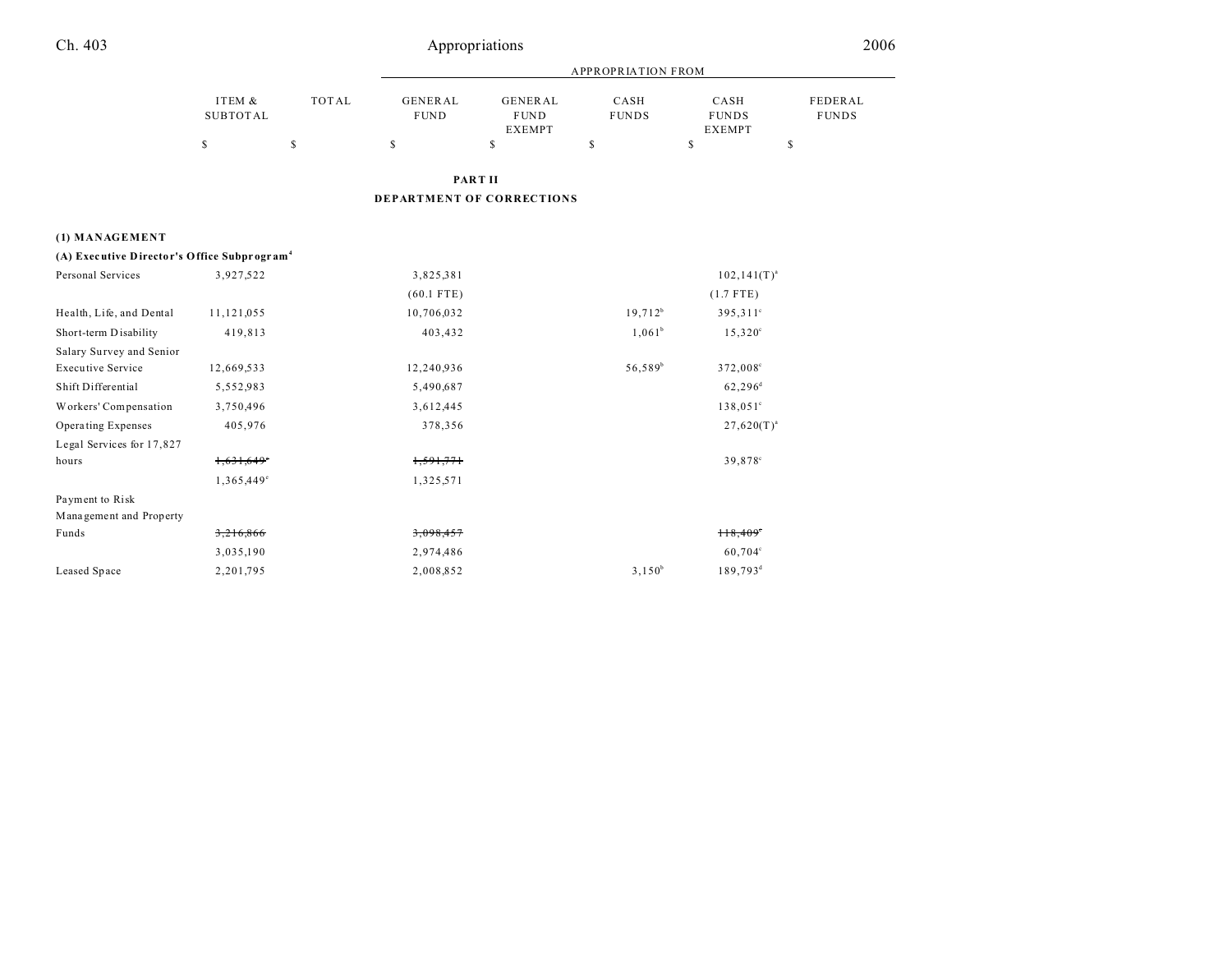| | ITEM & SUBTOTAL | TOTAL | GENERAL FUND | GENERAL FUND EXEMPT | CASH FUNDS | CASH FUNDS EXEMPT | FEDERAL FUNDS |
|---|---|---|---|---|---|---|---|
| | | | APPROPRIATION FROM | | | | |
| | $ | $ | $ | $ | $ | $ | $ |

**PART II**

**DEPARTMENT OF CORRECTIONS**

**(1) MANAGEMENT**

**(A) Executive Director's Office Subprogram**[4]

| | ITEM & SUBTOTAL | TOTAL | GENERAL FUND | GENERAL FUND EXEMPT | CASH FUNDS | CASH FUNDS EXEMPT | FEDERAL FUNDS |
|---|---|---|---|---|---|---|---|
| Personal Services | 3,927,522 | | 3,825,381 | | | 102,141(T)[a] | |
| | | | (60.1 FTE) | | | (1.7 FTE) | |
| Health, Life, and Dental | 11,121,055 | | 10,706,032 | | 19,712[b] | 395,311[c] | |
| Short-term Disability | 419,813 | | 403,432 | | 1,061[b] | 15,320[c] | |
| Salary Survey and Senior Executive Service | 12,669,533 | | 12,240,936 | | 56,589[b] | 372,008[c] | |
| Shift Differential | 5,552,983 | | 5,490,687 | | | 62,296[d] | |
| Workers' Compensation | 3,750,496 | | 3,612,445 | | | 138,051[c] | |
| Operating Expenses | 405,976 | | 378,356 | | | 27,620(T)[a] | |
| Legal Services for 17,827 hours | ~~1,631,649~~[e] | | ~~1,591,771~~ | | | 39,878[c] | |
| | 1,365,449[e] | | 1,325,571 | | | | |
| Payment to Risk Management and Property Funds | ~~3,216,866~~ | | ~~3,098,457~~ | | | ~~118,409~~[c] | |
| | 3,035,190 | | 2,974,486 | | | 60,704[c] | |
| Leased Space | 2,201,795 | | 2,008,852 | | 3,150[b] | 189,793[d] | |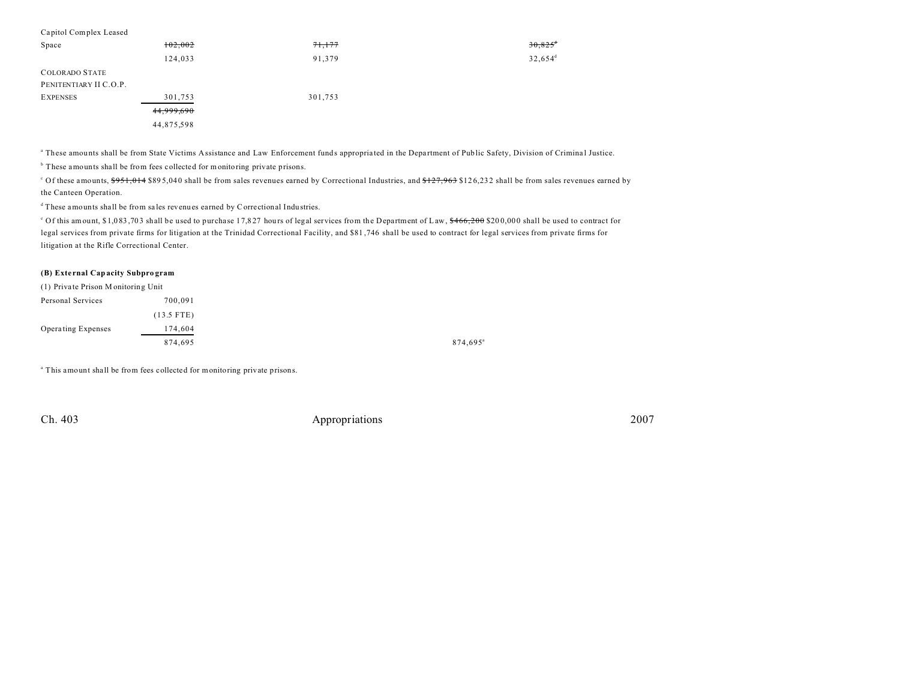| | | | | |
|---|---|---|---|---|
| Capitol Complex Leased Space | ~~102,002~~ | ~~71,177~~ | | ~~30,825~~[d] |
| | 124,033 | 91,379 | | 32,654[d] |
| COLORADO STATE PENITENTIARY II C.O.P. EXPENSES | 301,753 | 301,753 | | |
| | ~~44,999,690~~ | | | |
| | 44,875,598 | | | |

[a] These amounts shall be from State Victims Assistance and Law Enforcement funds appropriated in the Department of Public Safety, Division of Criminal Justice.

[b] These amounts shall be from fees collected for monitoring private prisons.

[c] Of these amounts, ~~$951,014~~ $895,040 shall be from sales revenues earned by Correctional Industries, and ~~$127,963~~ $126,232 shall be from sales revenues earned by the Canteen Operation.

[d] These amounts shall be from sales revenues earned by Correctional Industries.

[e] Of this amount, $1,083,703 shall be used to purchase 17,827 hours of legal services from the Department of Law, ~~$466,200~~ $200,000 shall be used to contract for legal services from private firms for litigation at the Trinidad Correctional Facility, and $81,746 shall be used to contract for legal services from private firms for litigation at the Rifle Correctional Center.

**(B) External Capacity Subprogram**

(1) Private Prison Monitoring Unit

| | | | |
|---|---|---|---|
| Personal Services | 700,091 | | |
| | (13.5 FTE) | | |
| Operating Expenses | 174,604 | | |
| | 874,695 | | 874,695[a] |

[a] This amount shall be from fees collected for monitoring private prisons.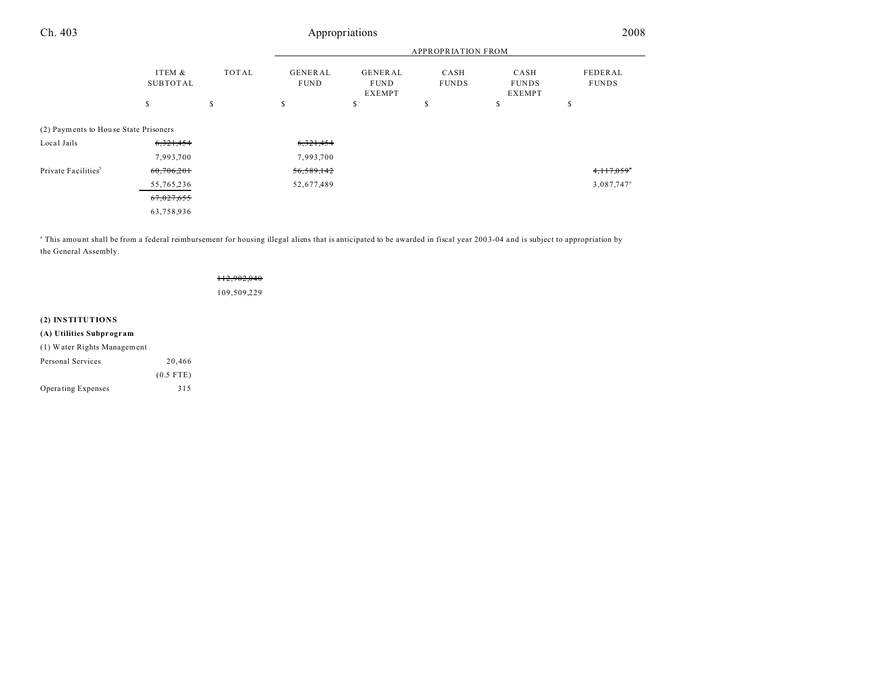| | ITEM & SUBTOTAL | TOTAL | APPROPRIATION FROM GENERAL FUND | GENERAL FUND EXEMPT | CASH FUNDS | CASH FUNDS EXEMPT | FEDERAL FUNDS |
|---|---|---|---|---|---|---|---|
| | $ | $ | $ | $ | $ | $ | $ |
| (2) Payments to House State Prisoners | | | | | | | |
| Local Jails | ~~6,321,454~~ | | ~~6,321,454~~ | | | | |
| | 7,993,700 | | 7,993,700 | | | | |
| Private Facilities[5] | ~~60,706,201~~ | | ~~56,589,142~~ | | | | ~~4,117,059~~[a] |
| | 55,765,236 | | 52,677,489 | | | | 3,087,747[a] |
| | ~~67,027,655~~ | | | | | | |
| | 63,758,936 | | | | | | |

[a] This amount shall be from a federal reimbursement for housing illegal aliens that is anticipated to be awarded in fiscal year 2003-04 and is subject to appropriation by the General Assembly.

| | ITEM & SUBTOTAL | TOTAL | GENERAL FUND | GENERAL FUND EXEMPT | CASH FUNDS | CASH FUNDS EXEMPT | FEDERAL FUNDS |
|---|---|---|---|---|---|---|---|
| | | ~~112,902,040~~ | | | | | |
| | | 109,509,229 | | | | | |
| **(2) INSTITUTIONS** | | | | | | | |
| **(A) Utilities Subprogram** | | | | | | | |
| (1) Water Rights Management | | | | | | | |
| Personal Services | 20,466 | | | | | | |
| | (0.5 FTE) | | | | | | |
| Operating Expenses | 315 | | | | | | |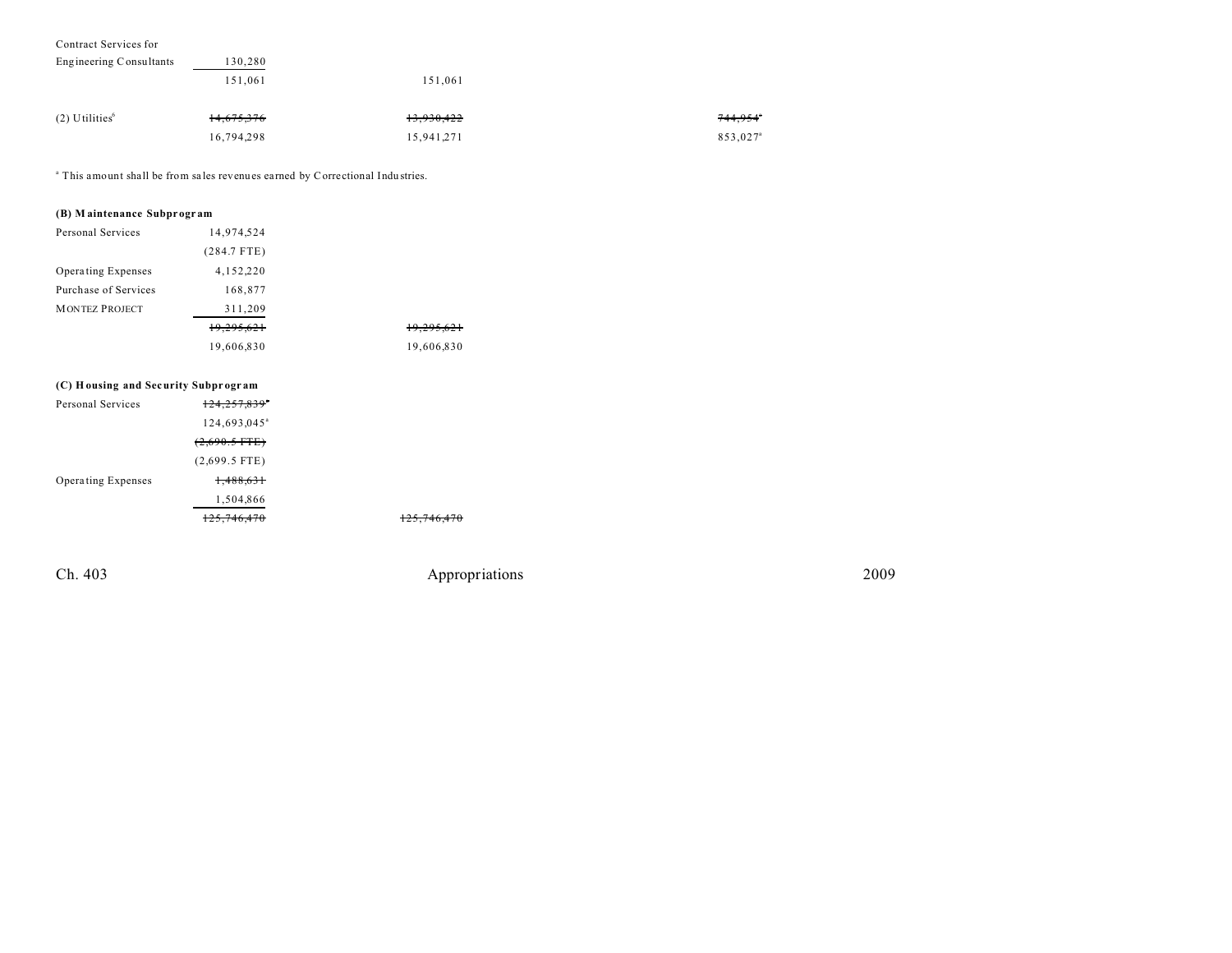| | | | | |
|---|---|---|---|---|
| Contract Services for Engineering Consultants | 130,280 | | | |
| | 151,061 | 151,061 | | |
| (2) Utilities[6] | ~~14,675,376~~ | ~~13,930,422~~ | | ~~744,954~~[a] |
| | 16,794,298 | 15,941,271 | | 853,027[a] |

[a] This amount shall be from sales revenues earned by Correctional Industries.

**(B) Maintenance Subprogram**

| | | |
|---|---|---|
| Personal Services | 14,974,524 | |
| | (284.7 FTE) | |
| Operating Expenses | 4,152,220 | |
| Purchase of Services | 168,877 | |
| MONTEZ PROJECT | 311,209 | |
| | ~~19,295,621~~ | ~~19,295,621~~ |
| | 19,606,830 | 19,606,830 |

**(C) Housing and Security Subprogram**

| | | |
|---|---|---|
| Personal Services | ~~124,257,839~~[a] | |
| | 124,693,045[a] | |
| | ~~(2,690.5 FTE)~~ | |
| | (2,699.5 FTE) | |
| Operating Expenses | ~~1,488,631~~ | |
| | 1,504,866 | |
| | ~~125,746,470~~ | ~~125,746,470~~ |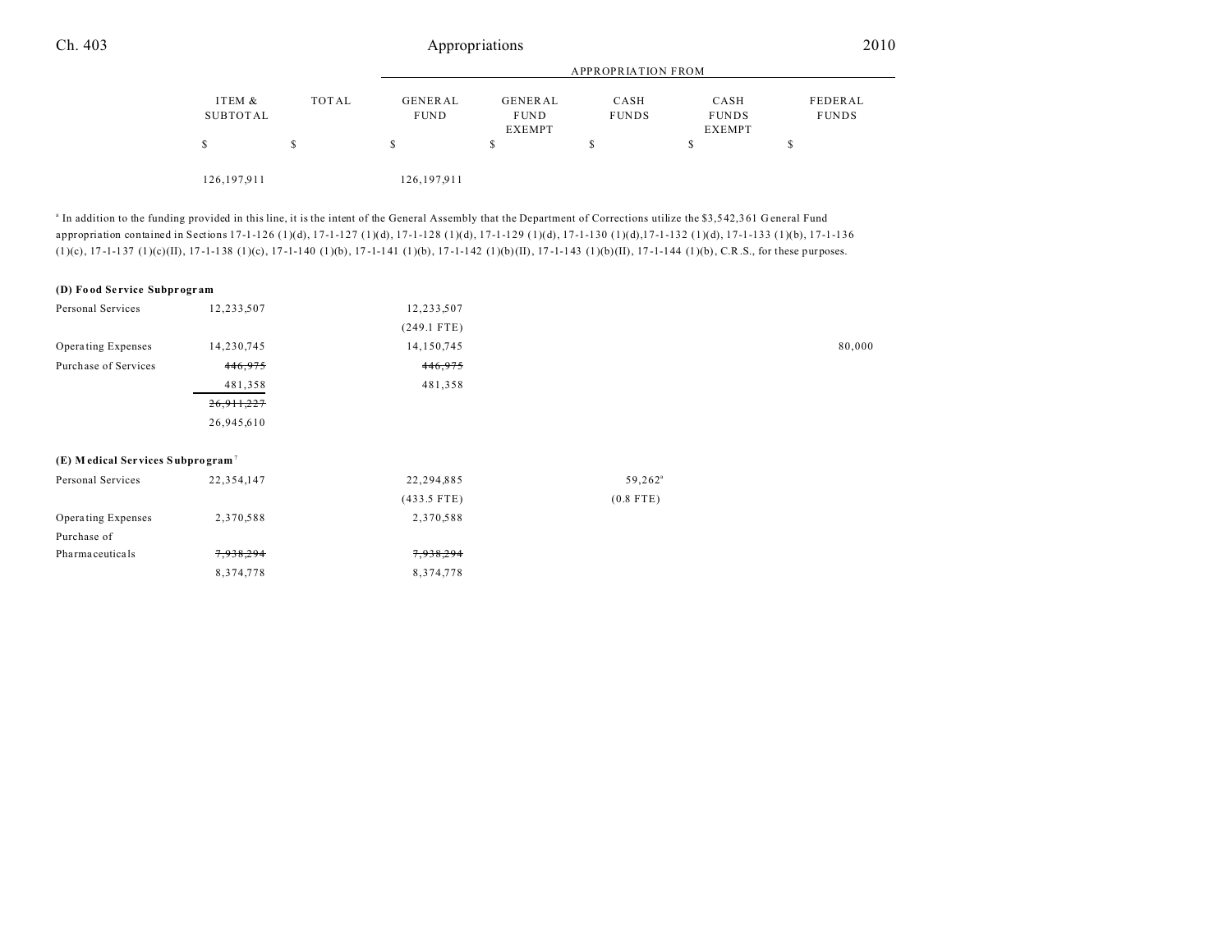| | ITEM & SUBTOTAL | TOTAL | APPROPRIATION FROM | | | | |
|---|---|---|---|---|---|---|---|
| | | | GENERAL FUND | GENERAL FUND EXEMPT | CASH FUNDS | CASH FUNDS EXEMPT | FEDERAL FUNDS |
| | $ | $ | $ | $ | $ | $ | $ |
| | 126,197,911 | | 126,197,911 | | | | |

[a] In addition to the funding provided in this line, it is the intent of the General Assembly that the Department of Corrections utilize the $3,542,361 General Fund appropriation contained in Sections 17-1-126 (1)(d), 17-1-127 (1)(d), 17-1-128 (1)(d), 17-1-129 (1)(d), 17-1-130 (1)(d),17-1-132 (1)(d), 17-1-133 (1)(b), 17-1-136 (1)(c), 17-1-137 (1)(c)(II), 17-1-138 (1)(c), 17-1-140 (1)(b), 17-1-141 (1)(b), 17-1-142 (1)(b)(II), 17-1-143 (1)(b)(II), 17-1-144 (1)(b), C.R.S., for these purposes.

**(D) Food Service Subprogram**

| | ITEM & SUBTOTAL | TOTAL | GENERAL FUND | GENERAL FUND EXEMPT | CASH FUNDS | CASH FUNDS EXEMPT | FEDERAL FUNDS |
|---|---|---|---|---|---|---|---|
| Personal Services | 12,233,507 | | 12,233,507 | | | | |
| | | | (249.1 FTE) | | | | |
| Operating Expenses | 14,230,745 | | 14,150,745 | | | | 80,000 |
| Purchase of Services | ~~446,975~~ | | ~~446,975~~ | | | | |
| | 481,358 | | 481,358 | | | | |
| | ~~26,911,227~~ | | | | | | |
| | 26,945,610 | | | | | | |

**(E) Medical Services Subprogram**[7]

| | ITEM & SUBTOTAL | TOTAL | GENERAL FUND | GENERAL FUND EXEMPT | CASH FUNDS | CASH FUNDS EXEMPT | FEDERAL FUNDS |
|---|---|---|---|---|---|---|---|
| Personal Services | 22,354,147 | | 22,294,885 | | 59,262[a] | | |
| | | | (433.5 FTE) | | (0.8 FTE) | | |
| Operating Expenses | 2,370,588 | | 2,370,588 | | | | |
| Purchase of Pharmaceuticals | ~~7,938,294~~ | | ~~7,938,294~~ | | | | |
| | 8,374,778 | | 8,374,778 | | | | |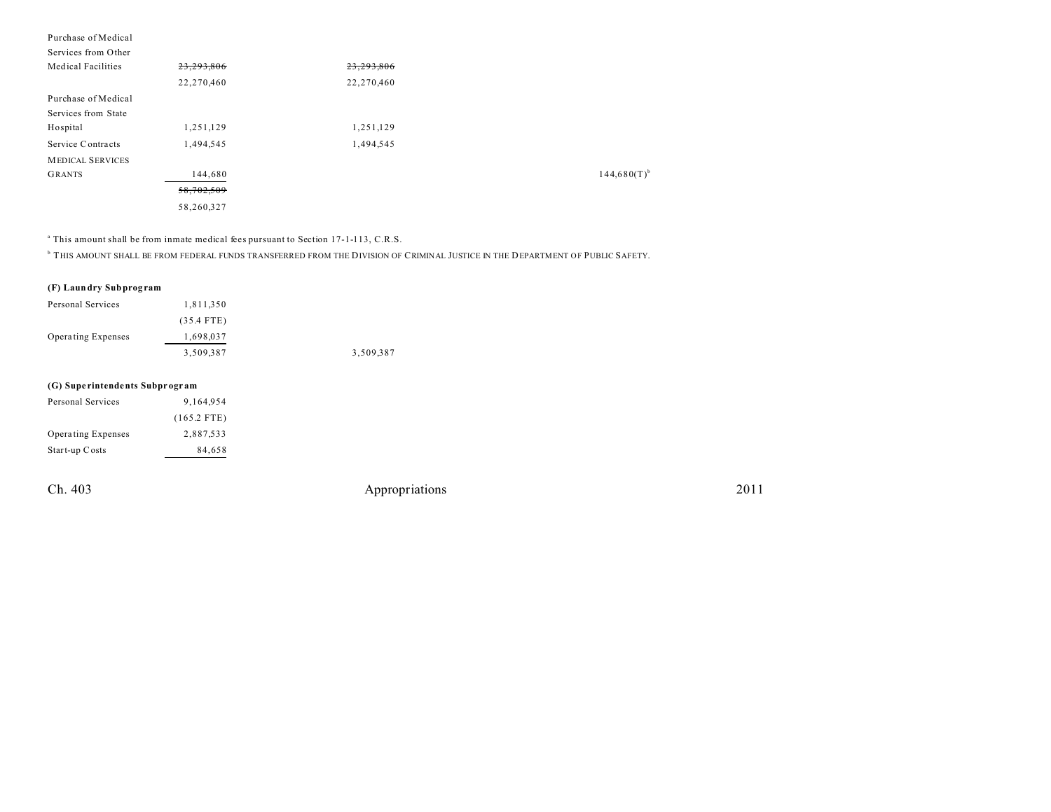| | | | | | |
|---|---|---|---|---|---|
| Purchase of Medical Services from Other Medical Facilities | ~~23,293,806~~ | ~~23,293,806~~ | | | |
| | 22,270,460 | 22,270,460 | | | |
| Purchase of Medical Services from State Hospital | 1,251,129 | 1,251,129 | | | |
| Service Contracts | 1,494,545 | 1,494,545 | | | |
| MEDICAL SERVICES GRANTS | 144,680 | | | 144,680(T)[b] | |
| | ~~58,702,509~~ | | | | |
| | 58,260,327 | | | | |

[a] This amount shall be from inmate medical fees pursuant to Section 17-1-113, C.R.S.

[b] THIS AMOUNT SHALL BE FROM FEDERAL FUNDS TRANSFERRED FROM THE DIVISION OF CRIMINAL JUSTICE IN THE DEPARTMENT OF PUBLIC SAFETY.

**(F) Laundry Subprogram**

| | | |
|---|---|---|
| Personal Services | 1,811,350 | |
| | (35.4 FTE) | |
| Operating Expenses | 1,698,037 | |
| | 3,509,387 | 3,509,387 |

**(G) Superintendents Subprogram**

| | |
|---|---|
| Personal Services | 9,164,954 |
| | (165.2 FTE) |
| Operating Expenses | 2,887,533 |
| Start-up Costs | 84,658 |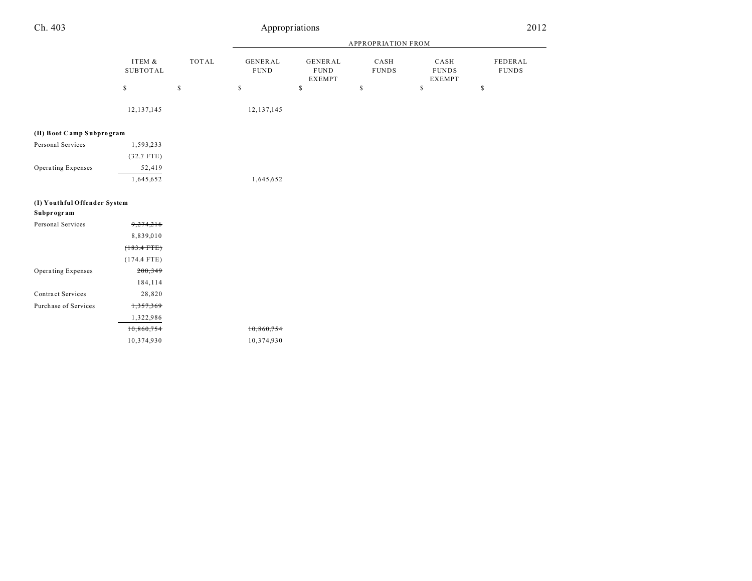| | ITEM & SUBTOTAL | TOTAL | APPROPRIATION FROM GENERAL FUND | GENERAL FUND EXEMPT | CASH FUNDS | CASH FUNDS EXEMPT | FEDERAL FUNDS |
|---|---|---|---|---|---|---|---|
| | $ | $ | $ | $ | $ | $ | $ |
| | 12,137,145 | | 12,137,145 | | | | |
| **(H) Boot Camp Subprogram** | | | | | | | |
| Personal Services | 1,593,233 | | | | | | |
| | (32.7 FTE) | | | | | | |
| Operating Expenses | 52,419 | | | | | | |
| | 1,645,652 | | 1,645,652 | | | | |
| **(I) Youthful Offender System Subprogram** | | | | | | | |
| Personal Services | ~~9,274,216~~ | | | | | | |
| | 8,839,010 | | | | | | |
| | ~~(183.4 FTE)~~ | | | | | | |
| | (174.4 FTE) | | | | | | |
| Operating Expenses | ~~200,349~~ | | | | | | |
| | 184,114 | | | | | | |
| Contract Services | 28,820 | | | | | | |
| Purchase of Services | ~~1,357,369~~ | | | | | | |
| | 1,322,986 | | | | | | |
| | ~~10,860,754~~ | | ~~10,860,754~~ | | | | |
| | 10,374,930 | | 10,374,930 | | | | |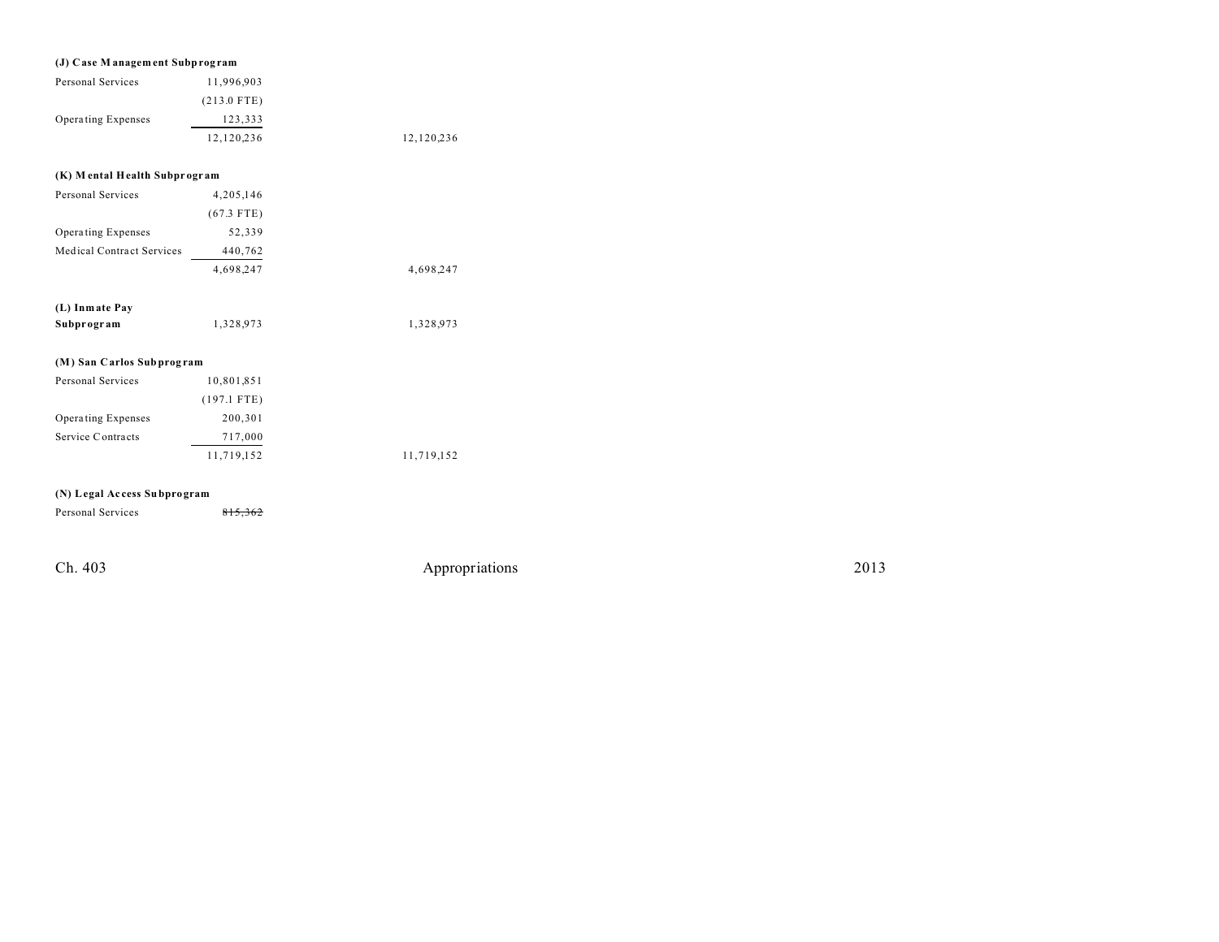**(J) Case Management Subprogram**

| | | |
|---|---|---|
| Personal Services | 11,996,903 | |
| | (213.0 FTE) | |
| Operating Expenses | 123,333 | |
| | 12,120,236 | 12,120,236 |

**(K) Mental Health Subprogram**

| | | |
|---|---|---|
| Personal Services | 4,205,146 | |
| | (67.3 FTE) | |
| Operating Expenses | 52,339 | |
| Medical Contract Services | 440,762 | |
| | 4,698,247 | 4,698,247 |

| | | |
|---|---|---|
| **(L) Inmate Pay Subprogram** | 1,328,973 | 1,328,973 |

**(M) San Carlos Subprogram**

| | | |
|---|---|---|
| Personal Services | 10,801,851 | |
| | (197.1 FTE) | |
| Operating Expenses | 200,301 | |
| Service Contracts | 717,000 | |
| | 11,719,152 | 11,719,152 |

**(N) Legal Access Subprogram**

| | | |
|---|---|---|
| Personal Services | ~~815,362~~ | |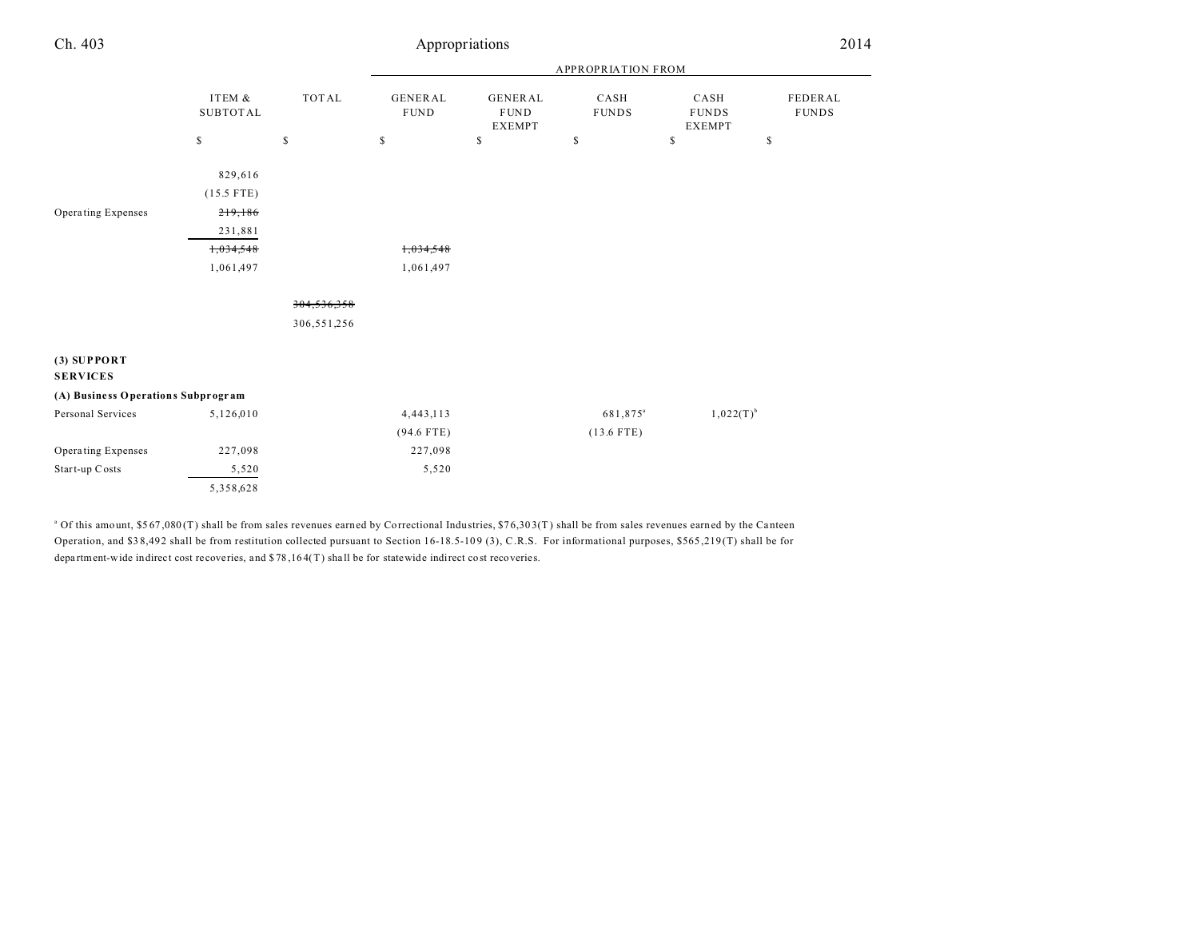| | ITEM & SUBTOTAL | TOTAL | GENERAL FUND | GENERAL FUND EXEMPT | CASH FUNDS | CASH FUNDS EXEMPT | FEDERAL FUNDS |
|---|---|---|---|---|---|---|---|
| | | | APPROPRIATION FROM | | | | |
| | $ | $ | $ | $ | $ | $ | $ |
| | 829,616 | | | | | | |
| | (15.5 FTE) | | | | | | |
| Operating Expenses | ~~219,186~~ | | | | | | |
| | 231,881 | | | | | | |
| | ~~1,034,548~~ | | ~~1,034,548~~ | | | | |
| | 1,061,497 | | 1,061,497 | | | | |
| | | ~~304,536,358~~ | | | | | |
| | | 306,551,256 | | | | | |
| **(3) SUPPORT SERVICES** | | | | | | | |
| **(A) Business Operations Subprogram** | | | | | | | |
| Personal Services | 5,126,010 | | 4,443,113 | | 681,875[a] | 1,022(T)[b] | |
| | | | (94.6 FTE) | | (13.6 FTE) | | |
| Operating Expenses | 227,098 | | 227,098 | | | | |
| Start-up Costs | 5,520 | | 5,520 | | | | |
| | 5,358,628 | | | | | | |

[a] Of this amount, $567,080(T) shall be from sales revenues earned by Correctional Industries, $76,303(T) shall be from sales revenues earned by the Canteen Operation, and $38,492 shall be from restitution collected pursuant to Section 16-18.5-109 (3), C.R.S. For informational purposes, $565,219(T) shall be for department-wide indirect cost recoveries, and $78,164(T) shall be for statewide indirect cost recoveries.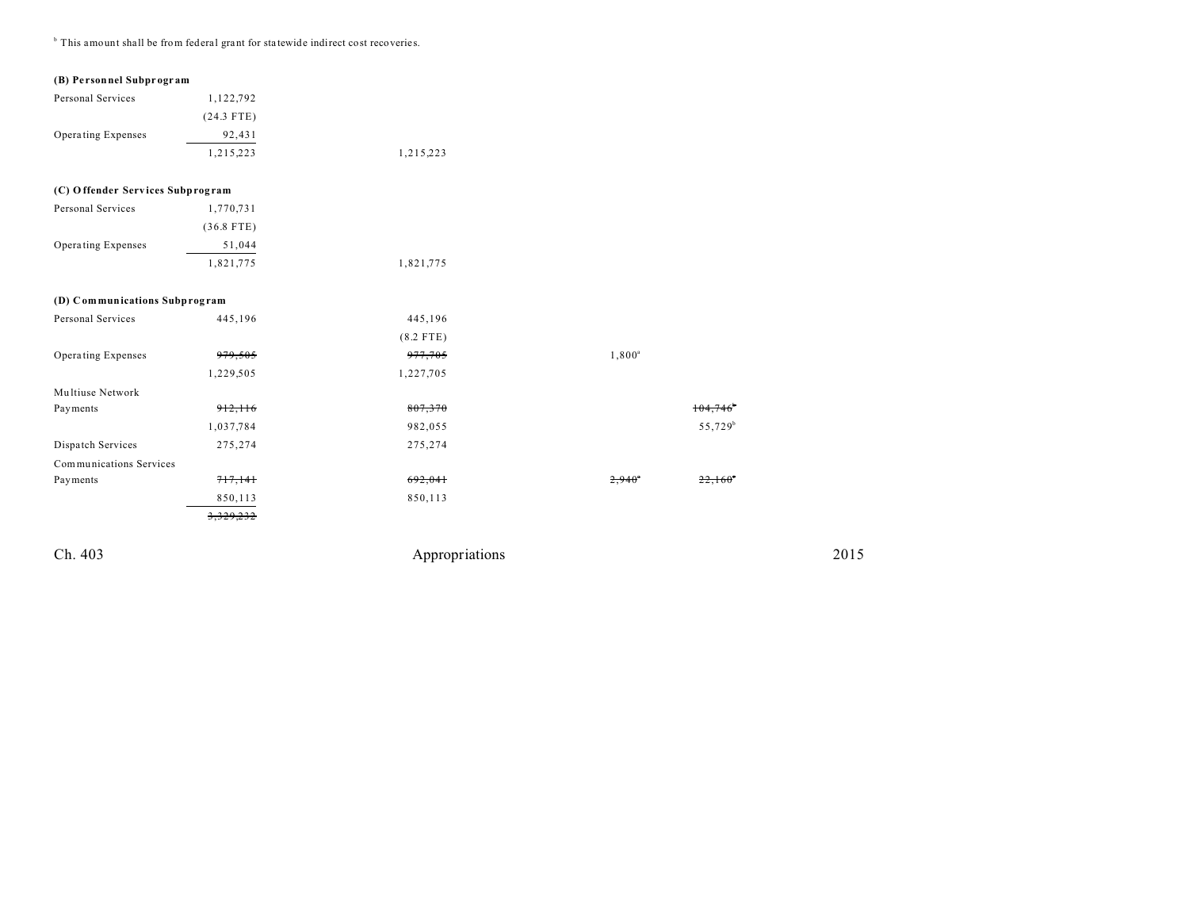[b] This amount shall be from federal grant for statewide indirect cost recoveries.

**(B) Personnel Subprogram**

| | | | | | |
|---|---|---|---|---|---|
| Personal Services | 1,122,792 | | | | |
| | (24.3 FTE) | | | | |
| Operating Expenses | 92,431 | | | | |
| | 1,215,223 | 1,215,223 | | | |

**(C) Offender Services Subprogram**

| | | | | | |
|---|---|---|---|---|---|
| Personal Services | 1,770,731 | | | | |
| | (36.8 FTE) | | | | |
| Operating Expenses | 51,044 | | | | |
| | 1,821,775 | 1,821,775 | | | |

**(D) Communications Subprogram**

| | | | | | |
|---|---|---|---|---|---|
| Personal Services | 445,196 | 445,196 | | | |
| | | (8.2 FTE) | | | |
| Operating Expenses | ~~979,505~~ | ~~977,705~~ | 1,800[a] | | |
| | 1,229,505 | 1,227,705 | | | |
| Multiuse Network Payments | ~~912,116~~ | ~~807,370~~ | | ~~104,746~~[b] | |
| | 1,037,784 | 982,055 | | 55,729[b] | |
| Dispatch Services | 275,274 | 275,274 | | | |
| Communications Services Payments | ~~717,141~~ | ~~692,041~~ | ~~2,940~~[a] | ~~22,160~~[b] | |
| | 850,113 | 850,113 | | | |
| | ~~3,329,232~~ | | | | |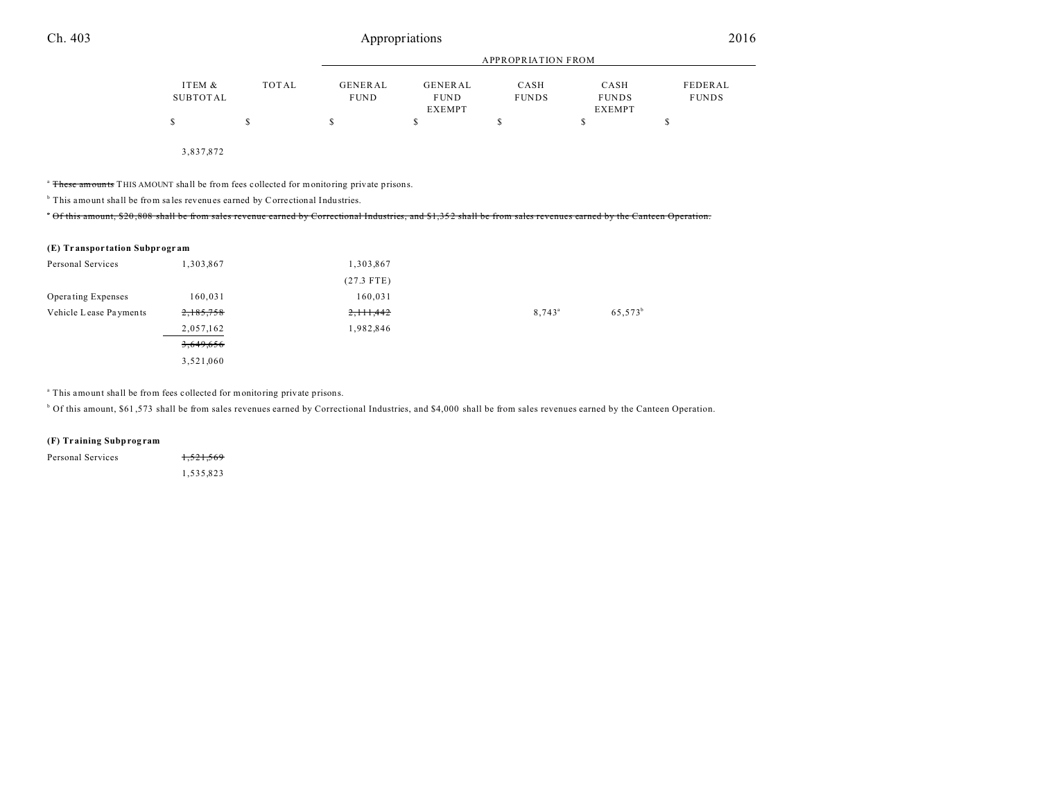| | ITEM & SUBTOTAL | TOTAL | GENERAL FUND | GENERAL FUND EXEMPT | CASH FUNDS | CASH FUNDS EXEMPT | FEDERAL FUNDS |
|---|---|---|---|---|---|---|---|
| | $ | $ | $ | $ | $ | $ | $ |
| | 3,837,872 | | | | | | |

[a] ~~These amounts~~ THIS AMOUNT shall be from fees collected for monitoring private prisons.

[b] This amount shall be from sales revenues earned by Correctional Industries.

~~[c] Of this amount, $20,808 shall be from sales revenue earned by Correctional Industries, and $1,352 shall be from sales revenues earned by the Canteen Operation.~~

**(E) Transportation Subprogram**

| | ITEM & SUBTOTAL | TOTAL | GENERAL FUND | GENERAL FUND EXEMPT | CASH FUNDS | CASH FUNDS EXEMPT | FEDERAL FUNDS |
|---|---|---|---|---|---|---|---|
| Personal Services | 1,303,867 | | 1,303,867 | | | | |
| | | | (27.3 FTE) | | | | |
| Operating Expenses | 160,031 | | 160,031 | | | | |
| Vehicle Lease Payments | ~~2,185,758~~ | | ~~2,111,442~~ | | 8,743[a] | 65,573[b] | |
| | 2,057,162 | | 1,982,846 | | | | |
| | ~~3,649,656~~ | | | | | | |
| | 3,521,060 | | | | | | |

[a] This amount shall be from fees collected for monitoring private prisons.

[b] Of this amount, $61,573 shall be from sales revenues earned by Correctional Industries, and $4,000 shall be from sales revenues earned by the Canteen Operation.

**(F) Training Subprogram**

| | ITEM & SUBTOTAL | TOTAL | GENERAL FUND | GENERAL FUND EXEMPT | CASH FUNDS | CASH FUNDS EXEMPT | FEDERAL FUNDS |
|---|---|---|---|---|---|---|---|
| Personal Services | ~~1,521,569~~ | | | | | | |
| | 1,535,823 | | | | | | |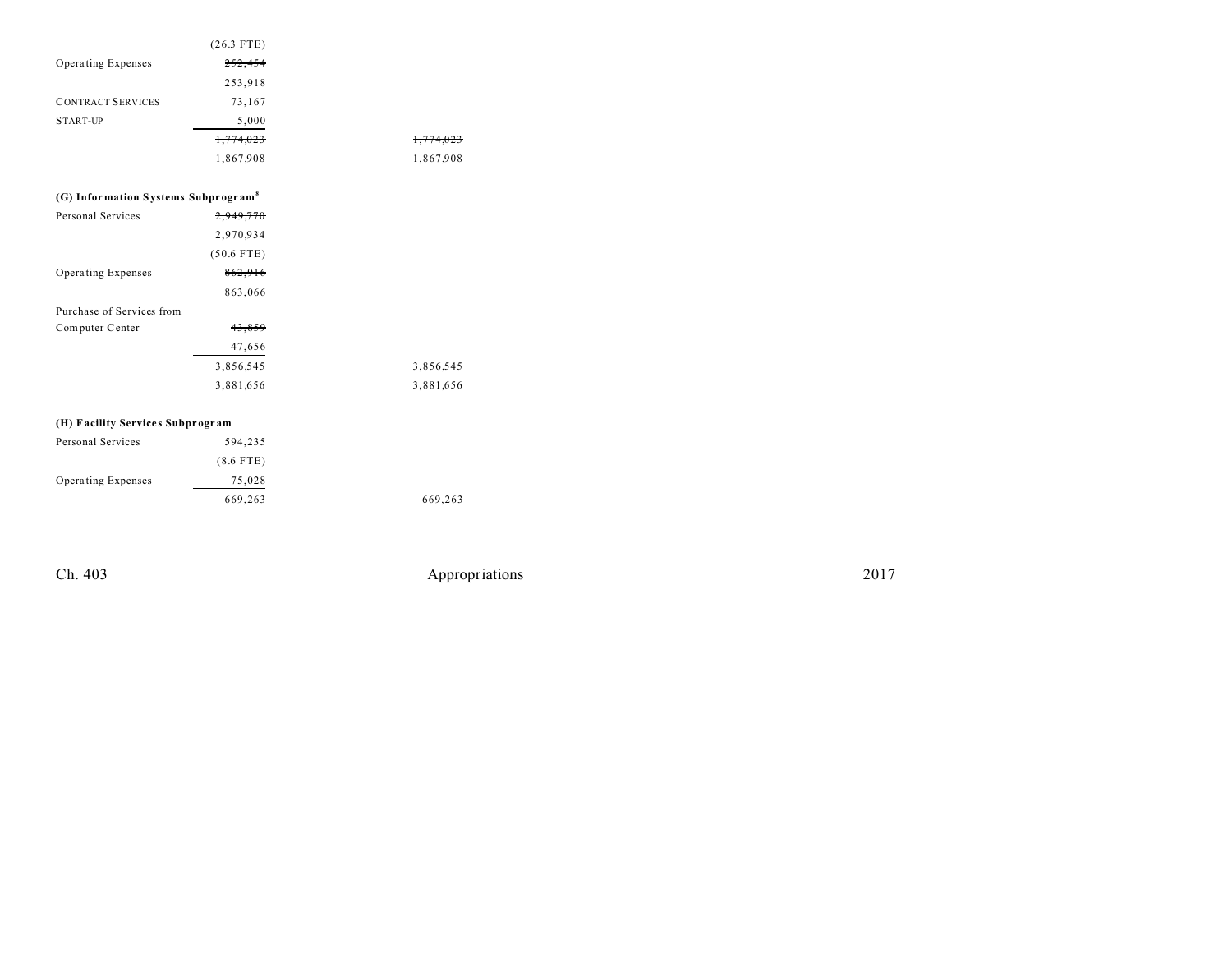| | | |
|---|---|---|
| | (26.3 FTE) | |
| Operating Expenses | ~~252,454~~ | |
| | 253,918 | |
| CONTRACT SERVICES | 73,167 | |
| START-UP | 5,000 | |
| | ~~1,774,023~~ | ~~1,774,023~~ |
| | 1,867,908 | 1,867,908 |

**(G) Information Systems Subprogram**[8]

| | | |
|---|---|---|
| Personal Services | ~~2,949,770~~ | |
| | 2,970,934 | |
| | (50.6 FTE) | |
| Operating Expenses | ~~862,916~~ | |
| | 863,066 | |
| Purchase of Services from Computer Center | ~~43,859~~ | |
| | 47,656 | |
| | ~~3,856,545~~ | ~~3,856,545~~ |
| | 3,881,656 | 3,881,656 |

**(H) Facility Services Subprogram**

| | | |
|---|---|---|
| Personal Services | 594,235 | |
| | (8.6 FTE) | |
| Operating Expenses | 75,028 | |
| | 669,263 | 669,263 |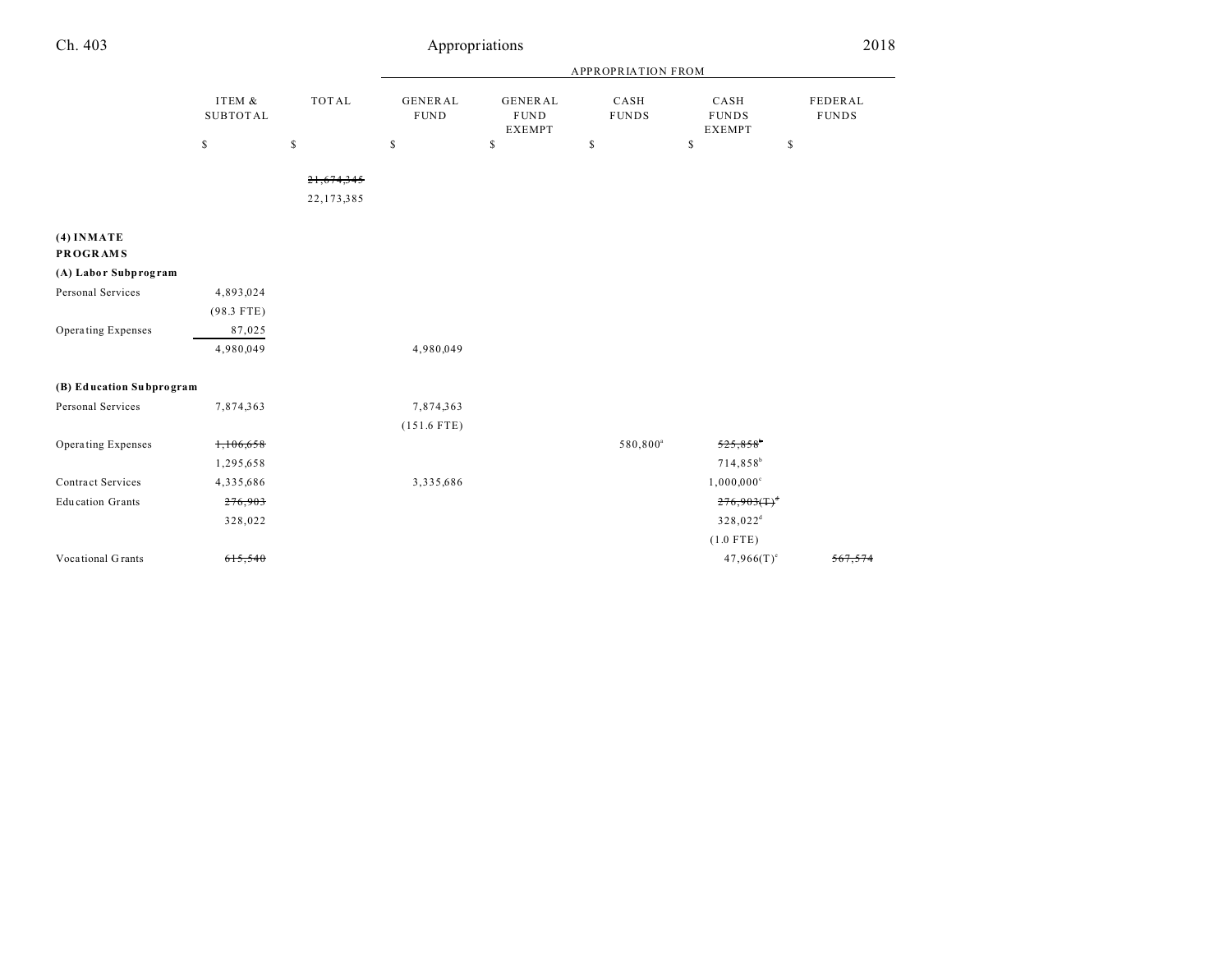| | ITEM & SUBTOTAL | TOTAL | GENERAL FUND | GENERAL FUND EXEMPT | CASH FUNDS | CASH FUNDS EXEMPT | FEDERAL FUNDS |
|---|---|---|---|---|---|---|---|
| | | | APPROPRIATION FROM | | | | |
| | $ | $ | $ | $ | $ | $ | $ |
| | | ~~21,674,345~~ | | | | | |
| | | 22,173,385 | | | | | |
| **(4) INMATE PROGRAMS** | | | | | | | |
| **(A) Labor Subprogram** | | | | | | | |
| Personal Services | 4,893,024 | | | | | | |
| | (98.3 FTE) | | | | | | |
| Operating Expenses | 87,025 | | | | | | |
| | 4,980,049 | | 4,980,049 | | | | |
| **(B) Education Subprogram** | | | | | | | |
| Personal Services | 7,874,363 | | 7,874,363 | | | | |
| | | | (151.6 FTE) | | | | |
| Operating Expenses | ~~1,106,658~~ | | | | 580,800[a] | ~~525,858~~[b] | |
| | 1,295,658 | | | | | 714,858[b] | |
| Contract Services | 4,335,686 | | 3,335,686 | | | 1,000,000[c] | |
| Education Grants | ~~276,903~~ | | | | | ~~276,903(T)~~[d] | |
| | 328,022 | | | | | 328,022[d] | |
| | | | | | | (1.0 FTE) | |
| Vocational Grants | ~~615,540~~ | | | | | 47,966(T)[e] | ~~567,574~~ |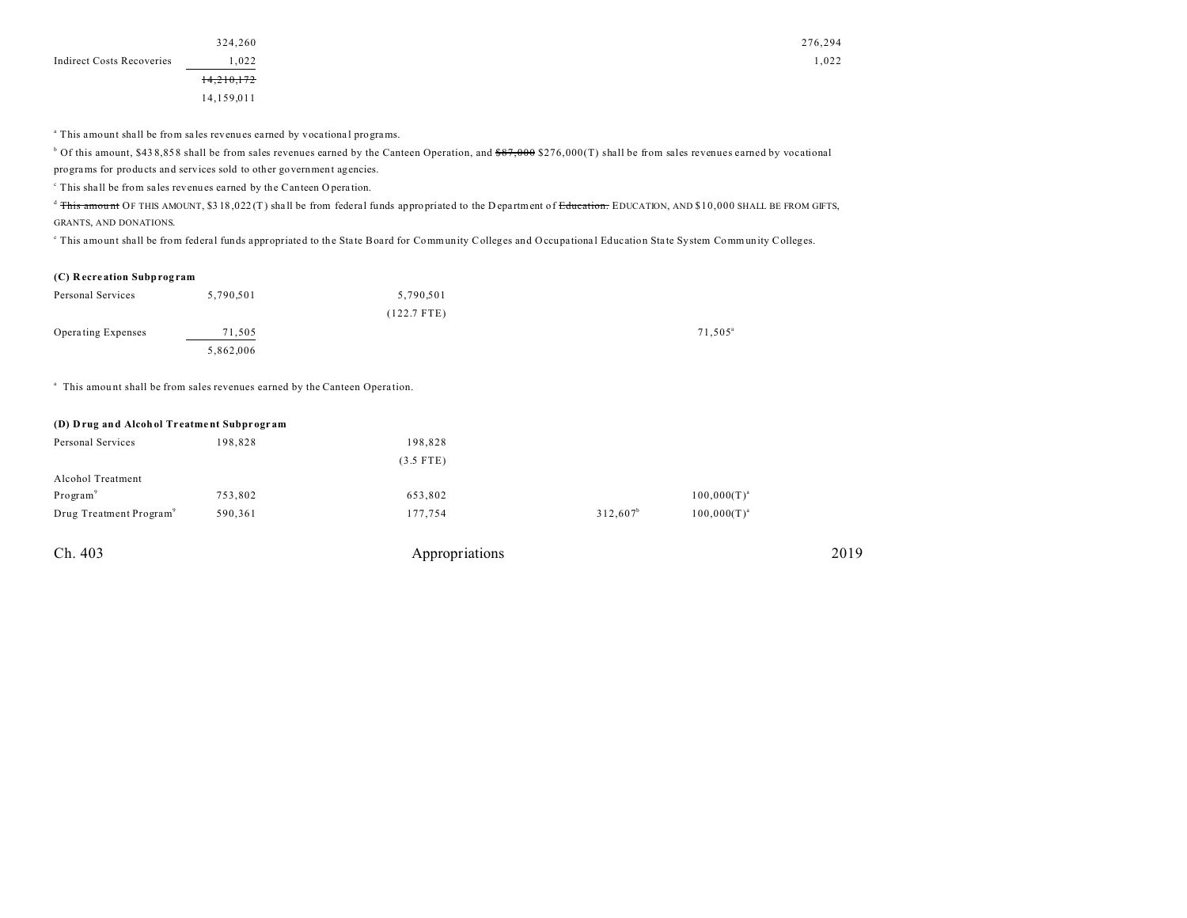| | | | | | |
|---|---|---|---|---|---|
| | 324,260 | | | | 276,294 |
| Indirect Costs Recoveries | 1,022 | | | | 1,022 |
| | ~~14,210,172~~ | | | | |
| | 14,159,011 | | | | |

[a] This amount shall be from sales revenues earned by vocational programs.

[b] Of this amount, $438,858 shall be from sales revenues earned by the Canteen Operation, and ~~$87,000~~ $276,000(T) shall be from sales revenues earned by vocational programs for products and services sold to other government agencies.

[c] This shall be from sales revenues earned by the Canteen Operation.

[d] ~~This amount~~ OF THIS AMOUNT, $318,022(T) shall be from federal funds appropriated to the Department of ~~Education.~~ EDUCATION, AND $10,000 SHALL BE FROM GIFTS, GRANTS, AND DONATIONS.

[e] This amount shall be from federal funds appropriated to the State Board for Community Colleges and Occupational Education State System Community Colleges.

**(C) Recreation Subprogram**

| | | | | | |
|---|---|---|---|---|---|
| Personal Services | 5,790,501 | 5,790,501 | | | |
| | | (122.7 FTE) | | | |
| Operating Expenses | 71,505 | | | 71,505[a] | |
| | 5,862,006 | | | | |

[a] This amount shall be from sales revenues earned by the Canteen Operation.

**(D) Drug and Alcohol Treatment Subprogram**

| | | | | | |
|---|---|---|---|---|---|
| Personal Services | 198,828 | 198,828 | | | |
| | | (3.5 FTE) | | | |
| Alcohol Treatment Program[9] | 753,802 | 653,802 | | 100,000(T)[a] | |
| Drug Treatment Program[9] | 590,361 | 177,754 | 312,607[b] | 100,000(T)[a] | |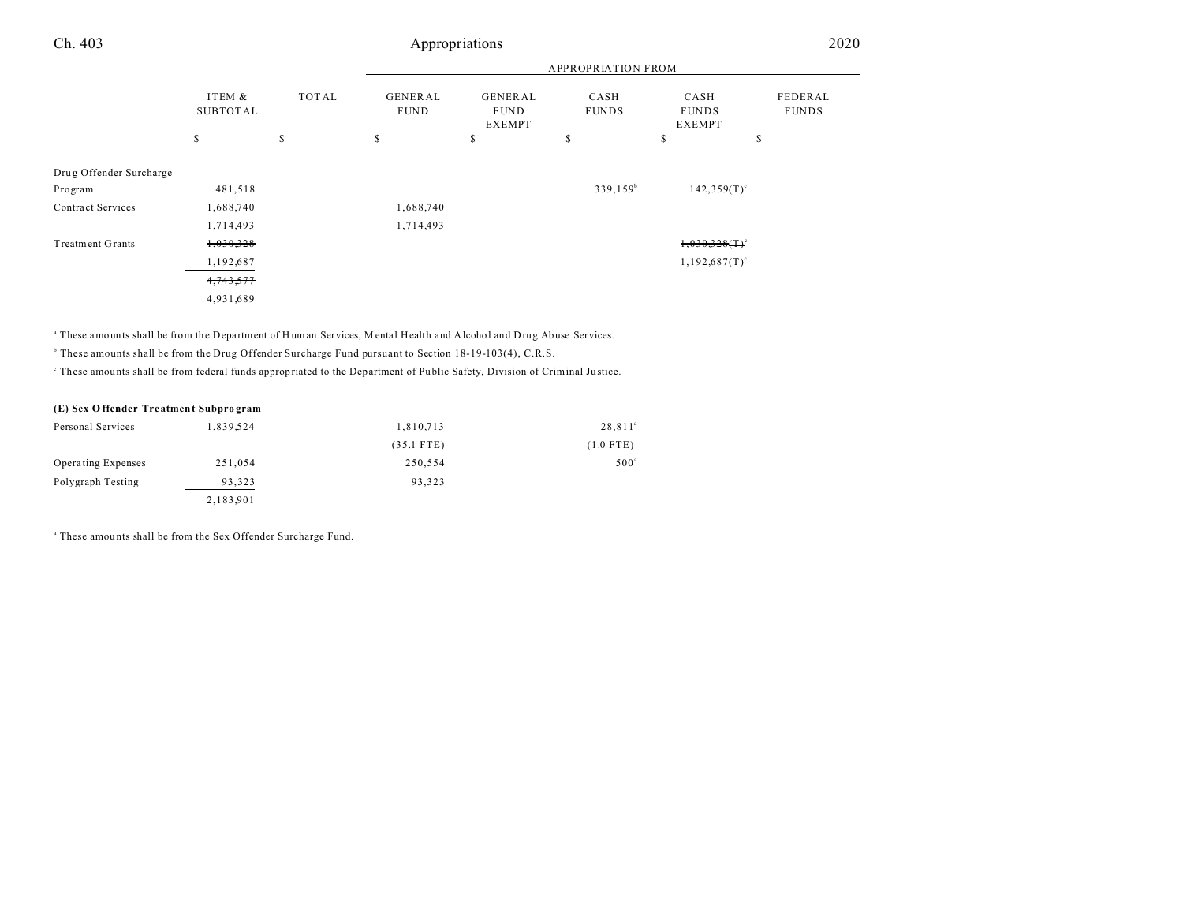| | ITEM & SUBTOTAL | TOTAL | GENERAL FUND | GENERAL FUND EXEMPT | CASH FUNDS | CASH FUNDS EXEMPT | FEDERAL FUNDS |
|---|---|---|---|---|---|---|---|
| | | | APPROPRIATION FROM | | | | |
| | $ | $ | $ | $ | $ | $ | $ |
| Drug Offender Surcharge Program | 481,518 | | | | 339,159[b] | 142,359(T)[c] | |
| Contract Services | ~~1,688,740~~ | | ~~1,688,740~~ | | | | |
| | 1,714,493 | | 1,714,493 | | | | |
| Treatment Grants | ~~1,030,328~~ | | | | | ~~1,030,328(T)~~[a] | |
| | 1,192,687 | | | | | 1,192,687(T)[c] | |
| | ~~4,743,577~~ | | | | | | |
| | 4,931,689 | | | | | | |

[a] These amounts shall be from the Department of Human Services, Mental Health and Alcohol and Drug Abuse Services.

[b] These amounts shall be from the Drug Offender Surcharge Fund pursuant to Section 18-19-103(4), C.R.S.

[c] These amounts shall be from federal funds appropriated to the Department of Public Safety, Division of Criminal Justice.

**(E) Sex Offender Treatment Subprogram**

| | ITEM & SUBTOTAL | TOTAL | GENERAL FUND | GENERAL FUND EXEMPT | CASH FUNDS | CASH FUNDS EXEMPT | FEDERAL FUNDS |
|---|---|---|---|---|---|---|---|
| Personal Services | 1,839,524 | | 1,810,713 | | 28,811[a] | | |
| | | | (35.1 FTE) | | (1.0 FTE) | | |
| Operating Expenses | 251,054 | | 250,554 | | 500[a] | | |
| Polygraph Testing | 93,323 | | 93,323 | | | | |
| | 2,183,901 | | | | | | |

[a] These amounts shall be from the Sex Offender Surcharge Fund.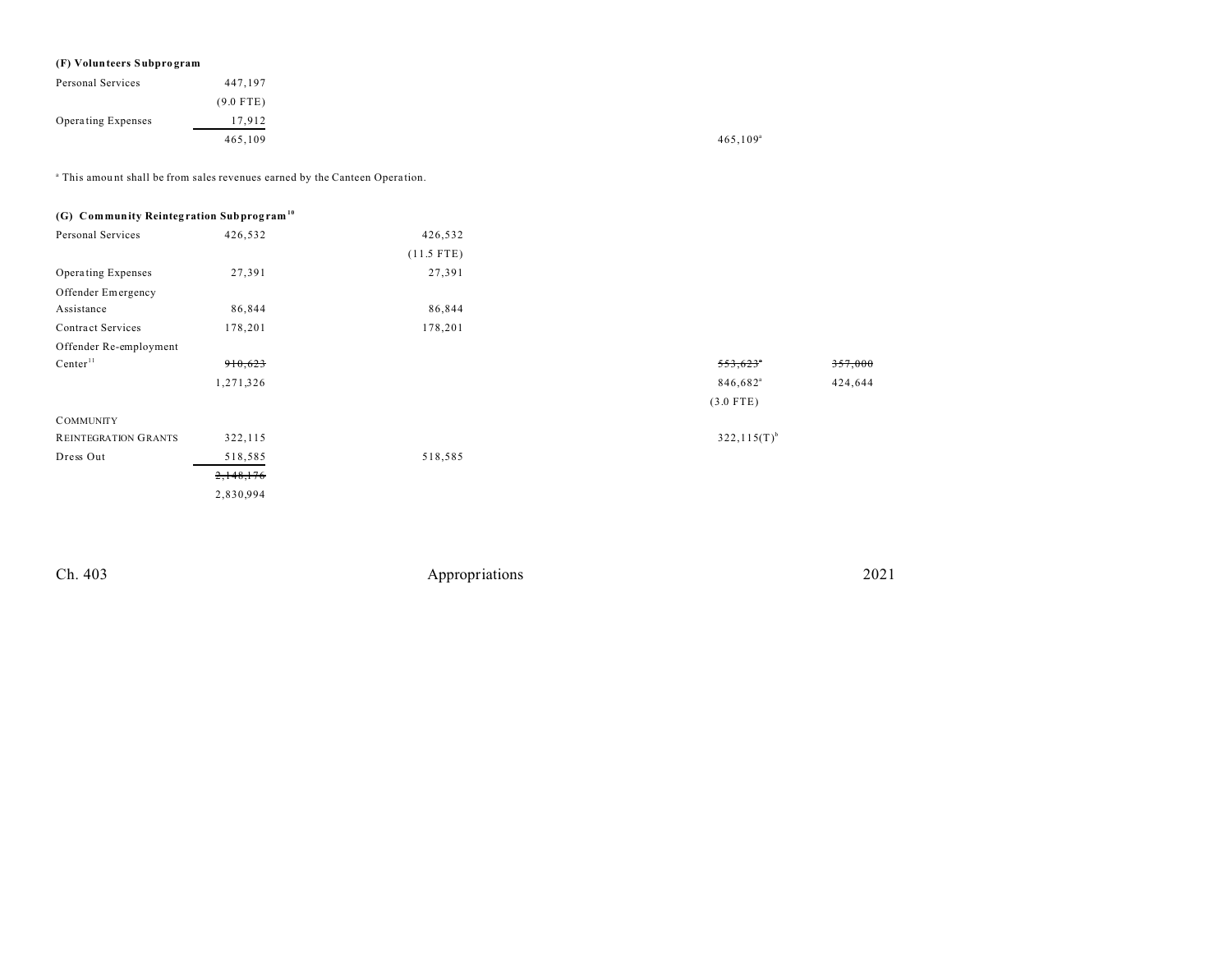**(F) Volunteers Subprogram**

| | | | | | | |
|---|---|---|---|---|---|---|
| Personal Services | 447,197 | | | | | |
| | (9.0 FTE) | | | | | |
| Operating Expenses | 17,912 | | | | | |
| | 465,109 | | | | 465,109[a] | |

[a] This amount shall be from sales revenues earned by the Canteen Operation.

**(G) Community Reintegration Subprogram[10]**

| | | | | | | |
|---|---|---|---|---|---|---|
| Personal Services | 426,532 | 426,532 | | | | |
| | | (11.5 FTE) | | | | |
| Operating Expenses | 27,391 | 27,391 | | | | |
| Offender Emergency Assistance | 86,844 | 86,844 | | | | |
| Contract Services | 178,201 | 178,201 | | | | |
| Offender Re-employment Center[11] | ~~910,623~~ | | | | ~~553,623~~[a] | ~~357,000~~ |
| | 1,271,326 | | | | 846,682[a] | 424,644 |
| | | | | | (3.0 FTE) | |
| COMMUNITY REINTEGRATION GRANTS | 322,115 | | | | 322,115(T)[b] | |
| Dress Out | 518,585 | 518,585 | | | | |
| | ~~2,148,176~~ | | | | | |
| | 2,830,994 | | | | | |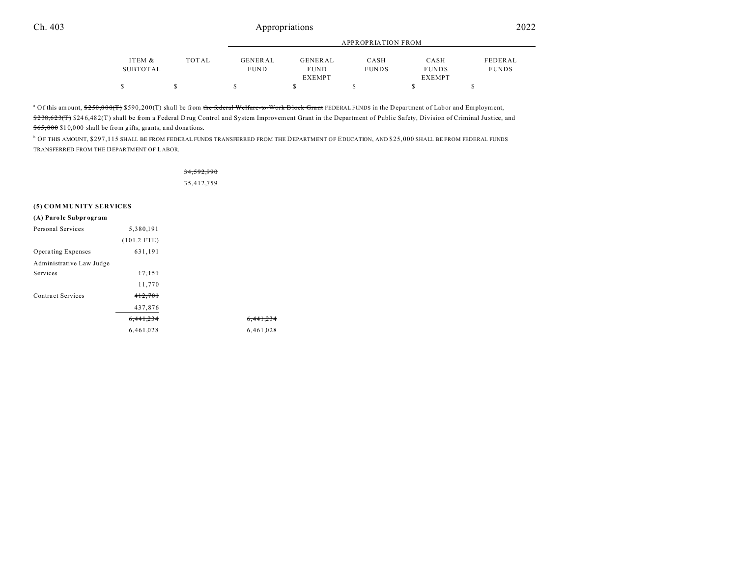| | ITEM & SUBTOTAL | TOTAL | GENERAL FUND | GENERAL FUND EXEMPT | CASH FUNDS | CASH FUNDS EXEMPT | FEDERAL FUNDS |
|---|---|---|---|---|---|---|---|
| | $ | $ | $ | $ | $ | $ | $ |

[a] Of this amount, ~~$250,000(T)~~ $590,200(T) shall be from ~~the federal Welfare-to-Work Block Grant~~ FEDERAL FUNDS in the Department of Labor and Employment, ~~$238,623(T)~~ $246,482(T) shall be from a Federal Drug Control and System Improvement Grant in the Department of Public Safety, Division of Criminal Justice, and ~~$65,000~~ $10,000 shall be from gifts, grants, and donations.

[b] OF THIS AMOUNT, $297,115 SHALL BE FROM FEDERAL FUNDS TRANSFERRED FROM THE DEPARTMENT OF EDUCATION, AND $25,000 SHALL BE FROM FEDERAL FUNDS TRANSFERRED FROM THE DEPARTMENT OF LABOR.

| | ITEM & SUBTOTAL | TOTAL | GENERAL FUND | GENERAL FUND EXEMPT | CASH FUNDS | CASH FUNDS EXEMPT | FEDERAL FUNDS |
|---|---|---|---|---|---|---|---|
| | | ~~34,592,990~~ | | | | | |
| | | 35,412,759 | | | | | |
| **(5) COMMUNITY SERVICES** | | | | | | | |
| **(A) Parole Subprogram** | | | | | | | |
| Personal Services | 5,380,191 | | | | | | |
| | (101.2 FTE) | | | | | | |
| Operating Expenses | 631,191 | | | | | | |
| Administrative Law Judge Services | ~~17,151~~ | | | | | | |
| | 11,770 | | | | | | |
| Contract Services | ~~412,701~~ | | | | | | |
| | 437,876 | | | | | | |
| | ~~6,441,234~~ | | ~~6,441,234~~ | | | | |
| | 6,461,028 | | 6,461,028 | | | | |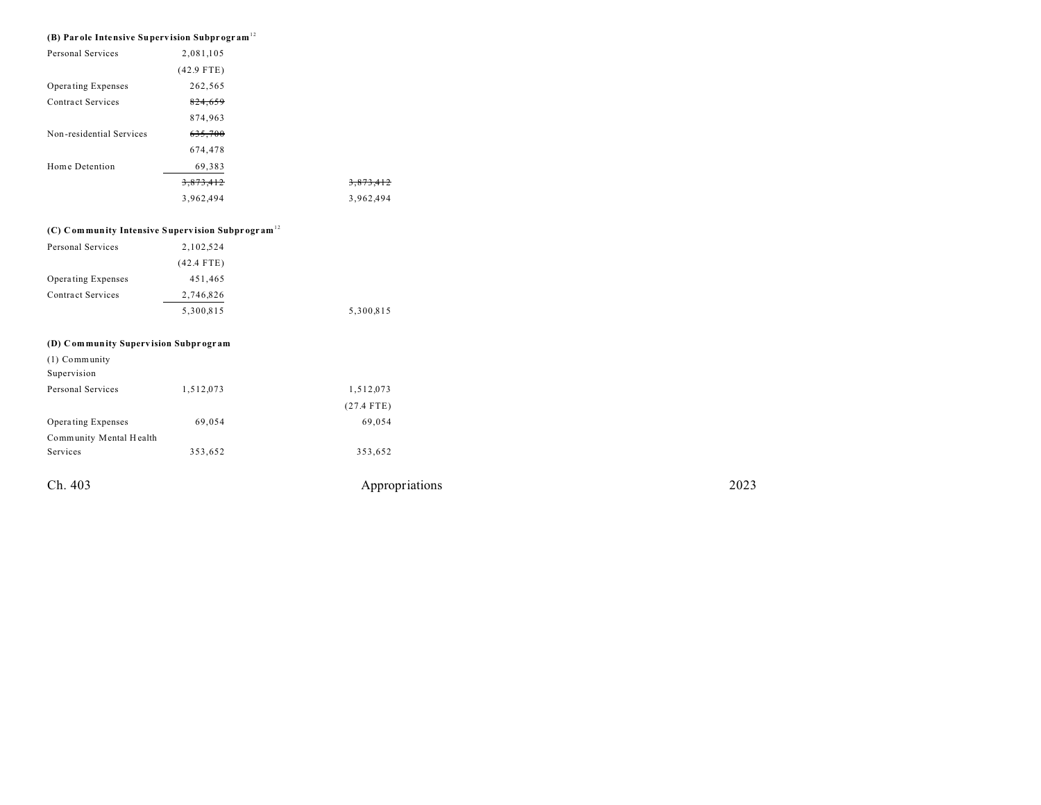**(B) Parole Intensive Supervision Subprogram**[12]

| | | |
|---|---|---|
| Personal Services | 2,081,105 | |
| | (42.9 FTE) | |
| Operating Expenses | 262,565 | |
| Contract Services | ~~824,659~~ | |
| | 874,963 | |
| Non-residential Services | ~~635,700~~ | |
| | 674,478 | |
| Home Detention | 69,383 | |
| | ~~3,873,412~~ | ~~3,873,412~~ |
| | 3,962,494 | 3,962,494 |

**(C) Community Intensive Supervision Subprogram**[12]

| | | |
|---|---|---|
| Personal Services | 2,102,524 | |
| | (42.4 FTE) | |
| Operating Expenses | 451,465 | |
| Contract Services | 2,746,826 | |
| | 5,300,815 | 5,300,815 |

**(D) Community Supervision Subprogram**

| | | |
|---|---|---|
| (1) Community Supervision | | |
| Personal Services | 1,512,073 | 1,512,073 |
| | | (27.4 FTE) |
| Operating Expenses | 69,054 | 69,054 |
| Community Mental Health Services | 353,652 | 353,652 |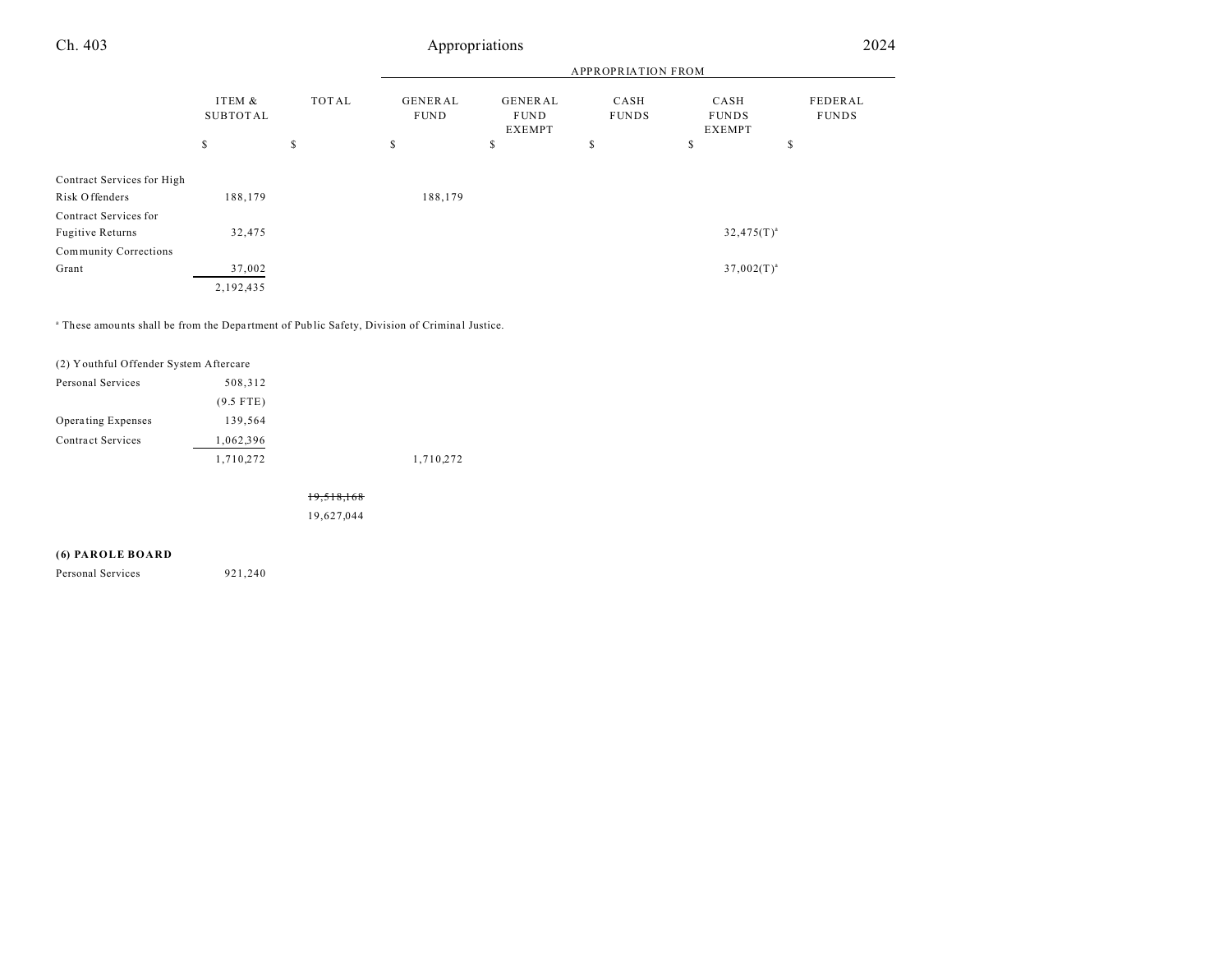| | ITEM & SUBTOTAL | TOTAL | APPROPRIATION FROM GENERAL FUND | GENERAL FUND EXEMPT | CASH FUNDS | CASH FUNDS EXEMPT | FEDERAL FUNDS |
|---|---|---|---|---|---|---|---|
| | $ | $ | $ | $ | $ | $ | $ |
| Contract Services for High Risk Offenders | 188,179 | | 188,179 | | | | |
| Contract Services for Fugitive Returns | 32,475 | | | | | 32,475(T)[a] | |
| Community Corrections Grant | 37,002 | | | | | 37,002(T)[a] | |
| | 2,192,435 | | | | | | |

[a] These amounts shall be from the Department of Public Safety, Division of Criminal Justice.

| | ITEM & SUBTOTAL | TOTAL | GENERAL FUND | GENERAL FUND EXEMPT | CASH FUNDS | CASH FUNDS EXEMPT | FEDERAL FUNDS |
|---|---|---|---|---|---|---|---|
| (2) Youthful Offender System Aftercare | | | | | | | |
| Personal Services | 508,312 | | | | | | |
| | (9.5 FTE) | | | | | | |
| Operating Expenses | 139,564 | | | | | | |
| Contract Services | 1,062,396 | | | | | | |
| | 1,710,272 | | 1,710,272 | | | | |
| | | ~~19,518,168~~ | | | | | |
| | | 19,627,044 | | | | | |

**(6) PAROLE BOARD**

| | ITEM & SUBTOTAL | TOTAL | GENERAL FUND | GENERAL FUND EXEMPT | CASH FUNDS | CASH FUNDS EXEMPT | FEDERAL FUNDS |
|---|---|---|---|---|---|---|---|
| Personal Services | 921,240 | | | | | | |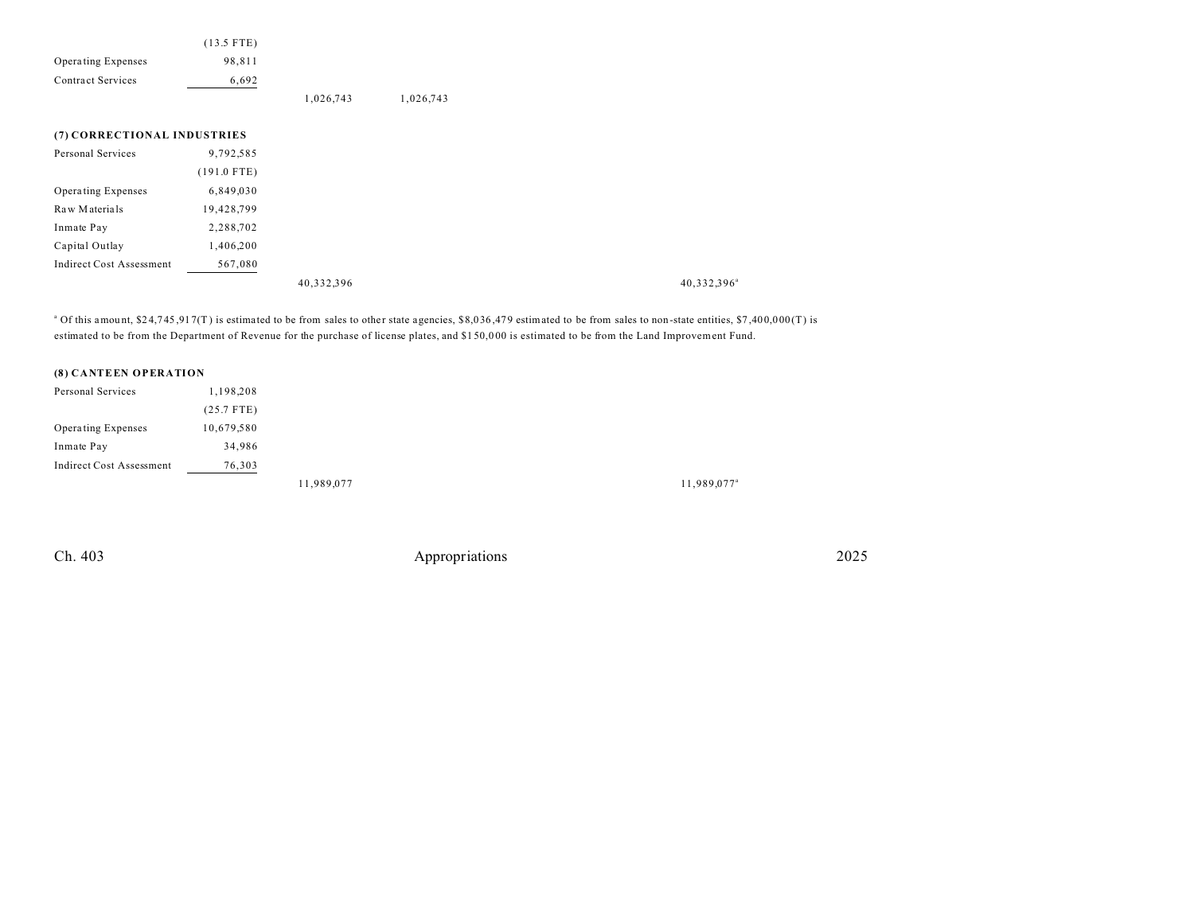| | | | | | | | |
|---|---|---|---|---|---|---|---|
| | (13.5 FTE) | | | | | | |
| Operating Expenses | 98,811 | | | | | | |
| Contract Services | 6,692 | | | | | | |
| | | 1,026,743 | 1,026,743 | | | | |

**(7) CORRECTIONAL INDUSTRIES**

| | | | | | | | |
|---|---|---|---|---|---|---|---|
| Personal Services | 9,792,585 | | | | | | |
| | (191.0 FTE) | | | | | | |
| Operating Expenses | 6,849,030 | | | | | | |
| Raw Materials | 19,428,799 | | | | | | |
| Inmate Pay | 2,288,702 | | | | | | |
| Capital Outlay | 1,406,200 | | | | | | |
| Indirect Cost Assessment | 567,080 | | | | | | |
| | | 40,332,396 | | | 40,332,396[a] | | |

[a] Of this amount, $24,745,917(T) is estimated to be from sales to other state agencies, $8,036,479 estimated to be from sales to non-state entities, $7,400,000(T) is estimated to be from the Department of Revenue for the purchase of license plates, and $150,000 is estimated to be from the Land Improvement Fund.

**(8) CANTEEN OPERATION**

| | | | | | | | |
|---|---|---|---|---|---|---|---|
| Personal Services | 1,198,208 | | | | | | |
| | (25.7 FTE) | | | | | | |
| Operating Expenses | 10,679,580 | | | | | | |
| Inmate Pay | 34,986 | | | | | | |
| Indirect Cost Assessment | 76,303 | | | | | | |
| | | 11,989,077 | | | 11,989,077[a] | | |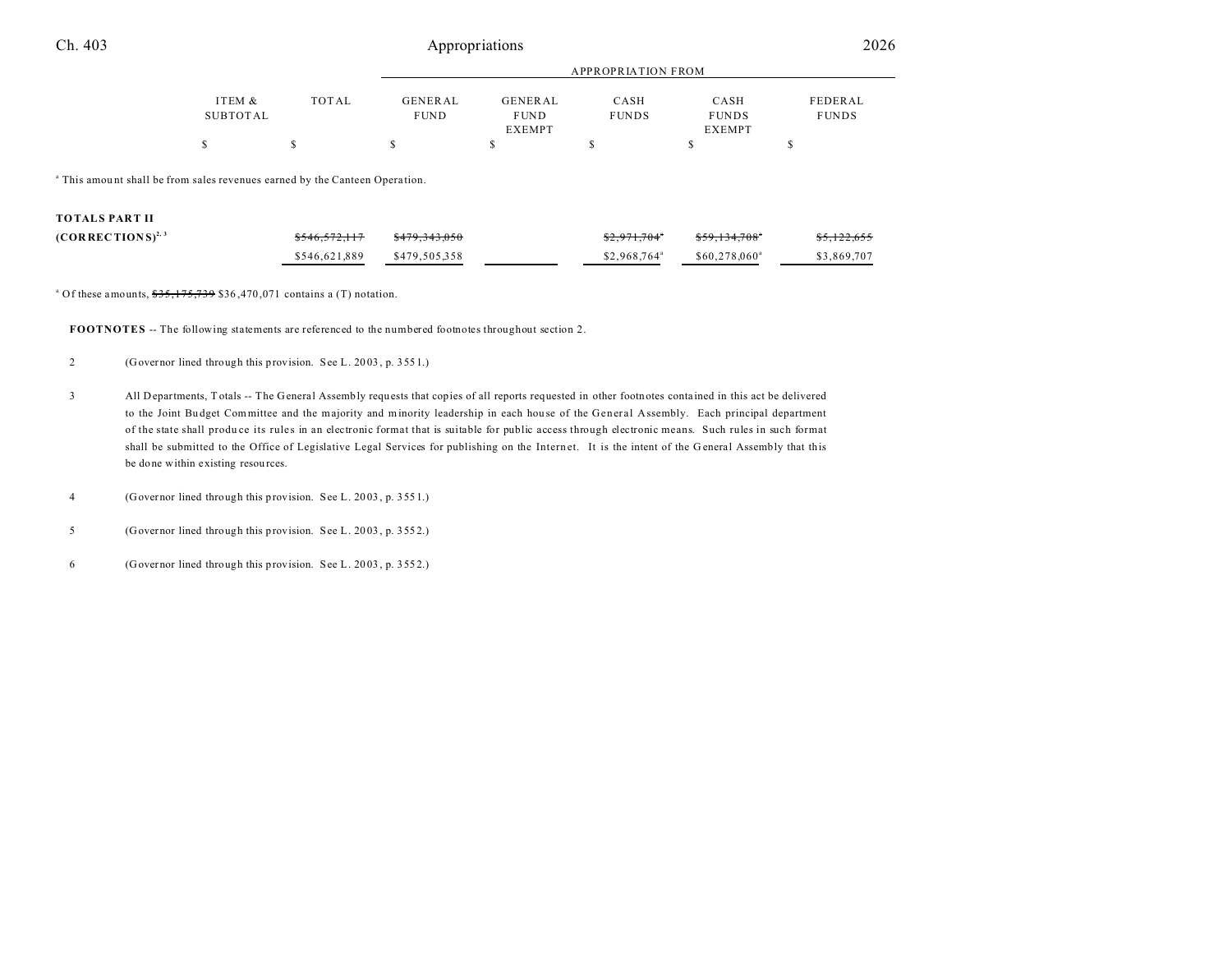| | ITEM & SUBTOTAL | TOTAL | APPROPRIATION FROM GENERAL FUND | GENERAL FUND EXEMPT | CASH FUNDS | CASH FUNDS EXEMPT | FEDERAL FUNDS |
|---|---|---|---|---|---|---|---|
| | $ | $ | $ | $ | $ | $ | $ |

[a] This amount shall be from sales revenues earned by the Canteen Operation.

| | ITEM & SUBTOTAL | TOTAL | GENERAL FUND | GENERAL FUND EXEMPT | CASH FUNDS | CASH FUNDS EXEMPT | FEDERAL FUNDS |
|---|---|---|---|---|---|---|---|
| **TOTALS PART II (CORRECTIONS)**[2, 3] | | ~~$546,572,117~~ | ~~$479,343,050~~ | | ~~$2,971,704~~[a] | ~~$59,134,708~~[a] | ~~$5,122,655~~ |
| | | $546,621,889 | $479,505,358 | | $2,968,764[a] | $60,278,060[a] | $3,869,707 |

[a] Of these amounts, ~~$35,175,739~~ $36,470,071 contains a (T) notation.

**FOOTNOTES** -- The following statements are referenced to the numbered footnotes throughout section 2.

2 (Governor lined through this provision. See L. 2003, p. 3551.)

3 All Departments, Totals -- The General Assembly requests that copies of all reports requested in other footnotes contained in this act be delivered to the Joint Budget Committee and the majority and minority leadership in each house of the General Assembly. Each principal department of the state shall produce its rules in an electronic format that is suitable for public access through electronic means. Such rules in such format shall be submitted to the Office of Legislative Legal Services for publishing on the Internet. It is the intent of the General Assembly that this be done within existing resources.

4 (Governor lined through this provision. See L. 2003, p. 3551.)

5 (Governor lined through this provision. See L. 2003, p. 3552.)

6 (Governor lined through this provision. See L. 2003, p. 3552.)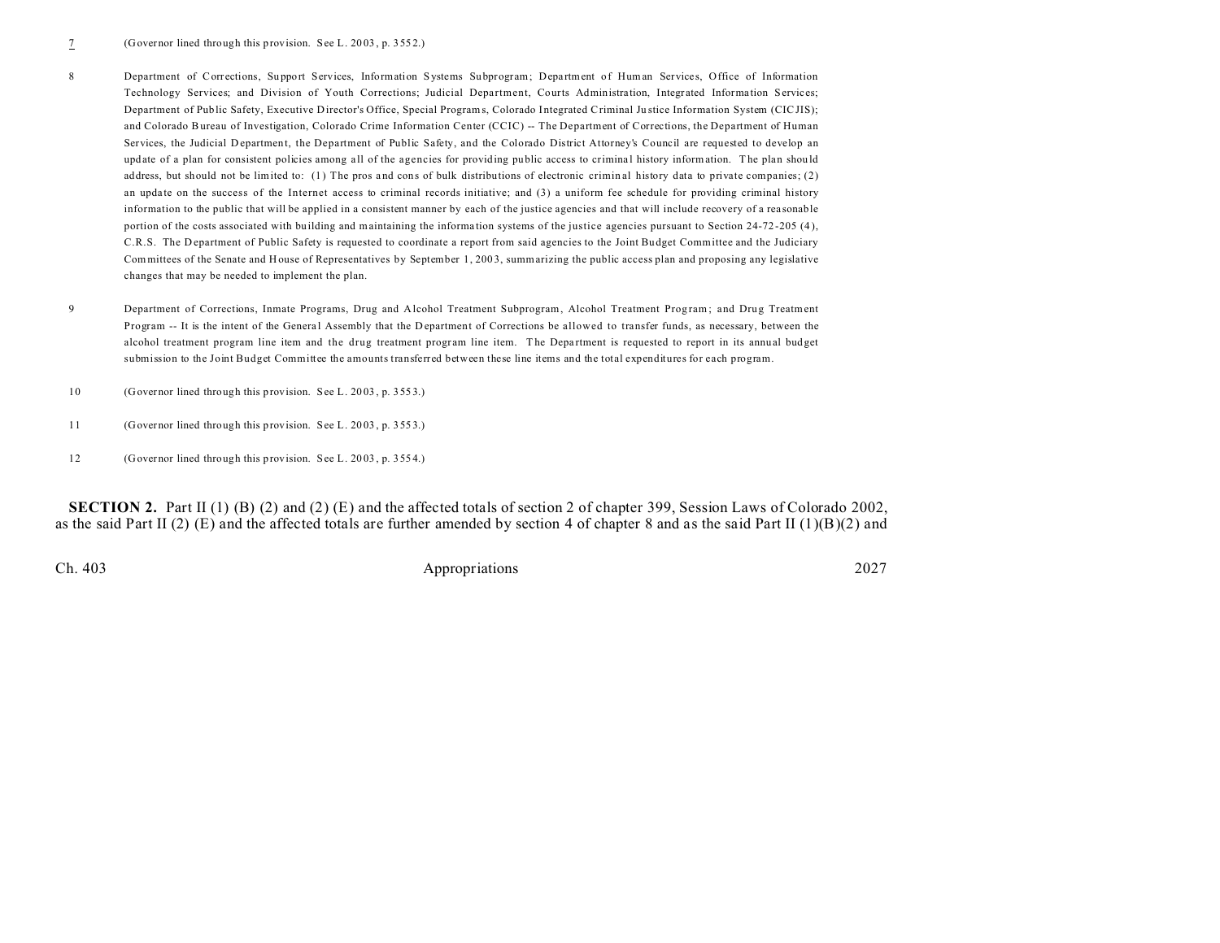7 (Governor lined through this provision. See L. 2003, p. 3552.)

8 Department of Corrections, Support Services, Information Systems Subprogram; Department of Human Services, Office of Information Technology Services; and Division of Youth Corrections; Judicial Department, Courts Administration, Integrated Information Services; Department of Public Safety, Executive Director's Office, Special Programs, Colorado Integrated Criminal Justice Information System (CICJIS); and Colorado Bureau of Investigation, Colorado Crime Information Center (CCIC) -- The Department of Corrections, the Department of Human Services, the Judicial Department, the Department of Public Safety, and the Colorado District Attorney's Council are requested to develop an update of a plan for consistent policies among all of the agencies for providing public access to criminal history information. The plan should address, but should not be limited to: (1) The pros and cons of bulk distributions of electronic criminal history data to private companies; (2) an update on the success of the Internet access to criminal records initiative; and (3) a uniform fee schedule for providing criminal history information to the public that will be applied in a consistent manner by each of the justice agencies and that will include recovery of a reasonable portion of the costs associated with building and maintaining the information systems of the justice agencies pursuant to Section 24-72-205 (4), C.R.S. The Department of Public Safety is requested to coordinate a report from said agencies to the Joint Budget Committee and the Judiciary Committees of the Senate and House of Representatives by September 1, 2003, summarizing the public access plan and proposing any legislative changes that may be needed to implement the plan.

9 Department of Corrections, Inmate Programs, Drug and Alcohol Treatment Subprogram, Alcohol Treatment Program; and Drug Treatment Program -- It is the intent of the General Assembly that the Department of Corrections be allowed to transfer funds, as necessary, between the alcohol treatment program line item and the drug treatment program line item. The Department is requested to report in its annual budget submission to the Joint Budget Committee the amounts transferred between these line items and the total expenditures for each program.

10 (Governor lined through this provision. See L. 2003, p. 3553.)

11 (Governor lined through this provision. See L. 2003, p. 3553.)

12 (Governor lined through this provision. See L. 2003, p. 3554.)

**SECTION 2.** Part II (1) (B) (2) and (2) (E) and the affected totals of section 2 of chapter 399, Session Laws of Colorado 2002, as the said Part II (2) (E) and the affected totals are further amended by section 4 of chapter 8 and as the said Part II (1)(B)(2) and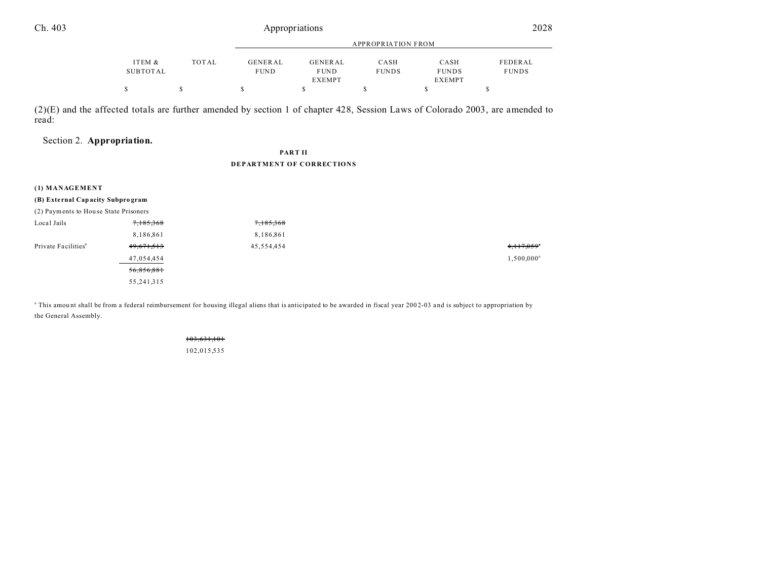(2)(E) and the affected totals are further amended by section 1 of chapter 428, Session Laws of Colorado 2003, are amended to read:

Section 2. **Appropriation.**

**PART II**

**DEPARTMENT OF CORRECTIONS**

| | ITEM & SUBTOTAL | TOTAL | GENERAL FUND | GENERAL FUND EXEMPT | CASH FUNDS | CASH FUNDS EXEMPT | FEDERAL FUNDS |
|---|---|---|---|---|---|---|---|
| | $ | $ | $ | $ | $ | $ | $ |
| **(1) MANAGEMENT** | | | | | | | |
| **(B) External Capacity Subprogram** | | | | | | | |
| (2) Payments to House State Prisoners | | | | | | | |
| Local Jails | ~~7,185,368~~ | | ~~7,185,368~~ | | | | |
| | 8,186,861 | | 8,186,861 | | | | |
| Private Facilities[9] | ~~49,671,513~~ | | 45,554,454 | | | | ~~4,117,059~~[a] |
| | 47,054,454 | | | | | | 1,500,000[a] |
| | ~~56,856,881~~ | | | | | | |
| | 55,241,315 | | | | | | |
| | | ~~103,631,101~~ | | | | | |
| | | 102,015,535 | | | | | |

[a] This amount shall be from a federal reimbursement for housing illegal aliens that is anticipated to be awarded in fiscal year 2002-03 and is subject to appropriation by the General Assembly.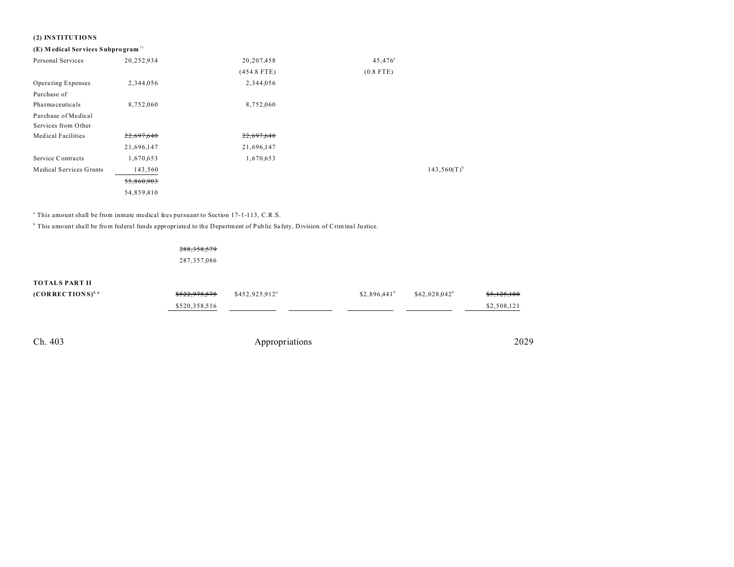**(2) INSTITUTIONS**

**(E) Medical Services Subprogram**[11]

| | | | | | |
|---|---|---|---|---|---|
| Personal Services | 20,252,934 | 20,207,458 (454.8 FTE) | 45,476[a] (0.8 FTE) | | |
| Operating Expenses | 2,344,056 | 2,344,056 | | | |
| Purchase of Pharmaceuticals | 8,752,060 | 8,752,060 | | | |
| Purchase of Medical Services from Other Medical Facilities | ~~22,697,640~~ 21,696,147 | ~~22,697,640~~ 21,696,147 | | | |
| Service Contracts | 1,670,653 | 1,670,653 | | | |
| Medical Services Grants | 143,560 | | | 143,560(T)[b] | |
| | ~~55,860,903~~ 54,859,410 | | | | |

[a] This amount shall be from inmate medical fees pursuant to Section 17-1-113, C.R.S.

[b] This amount shall be from federal funds appropriated to the Department of Public Safety, Division of Criminal Justice.

~~288,358,579~~
287,357,086

| | | | | | | |
|---|---|---|---|---|---|---|
| **TOTALS PART II (CORRECTIONS)**[5, 6] | ~~$522,975,575~~ $520,358,516 | $452,925,912[a] | | $2,896,441[b] | $62,028,042[b] | ~~$5,125,180~~ $2,508,121 |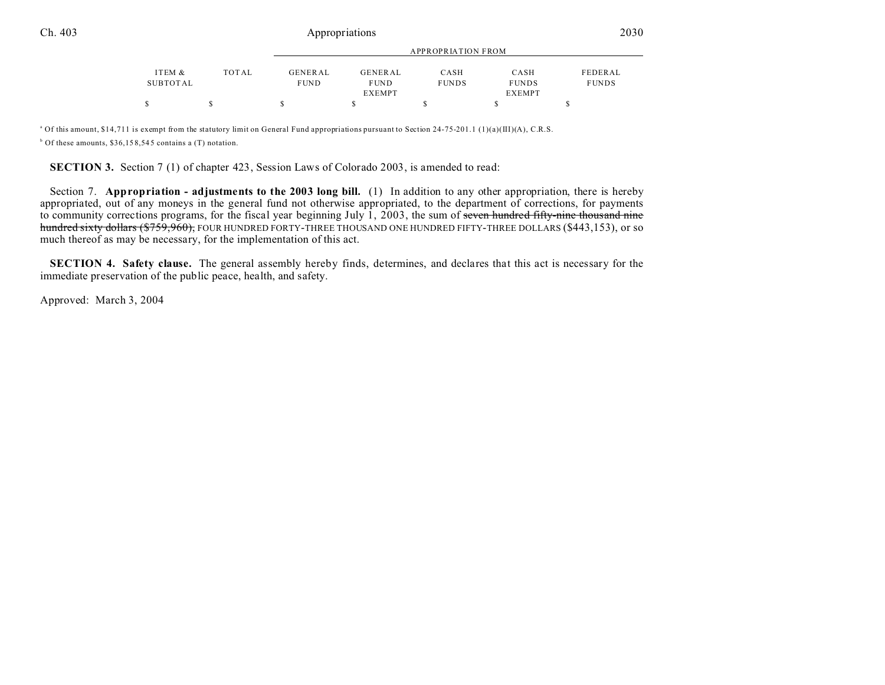| ITEM & SUBTOTAL | TOTAL | APPROPRIATION FROM GENERAL FUND | GENERAL FUND EXEMPT | CASH FUNDS | CASH FUNDS EXEMPT | FEDERAL FUNDS |
|---|---|---|---|---|---|---|
| $ | $ | $ | $ | $ | $ | $ |

[a] Of this amount, $14,711 is exempt from the statutory limit on General Fund appropriations pursuant to Section 24-75-201.1 (1)(a)(III)(A), C.R.S.

[b] Of these amounts, $36,158,545 contains a (T) notation.

**SECTION 3.** Section 7 (1) of chapter 423, Session Laws of Colorado 2003, is amended to read:

Section 7. **Appropriation - adjustments to the 2003 long bill.** (1) In addition to any other appropriation, there is hereby appropriated, out of any moneys in the general fund not otherwise appropriated, to the department of corrections, for payments to community corrections programs, for the fiscal year beginning July 1, 2003, the sum of ~~seven hundred fifty-nine thousand nine hundred sixty dollars ($759,960),~~ FOUR HUNDRED FORTY-THREE THOUSAND ONE HUNDRED FIFTY-THREE DOLLARS ($443,153), or so much thereof as may be necessary, for the implementation of this act.

**SECTION 4. Safety clause.** The general assembly hereby finds, determines, and declares that this act is necessary for the immediate preservation of the public peace, health, and safety.

Approved: March 3, 2004